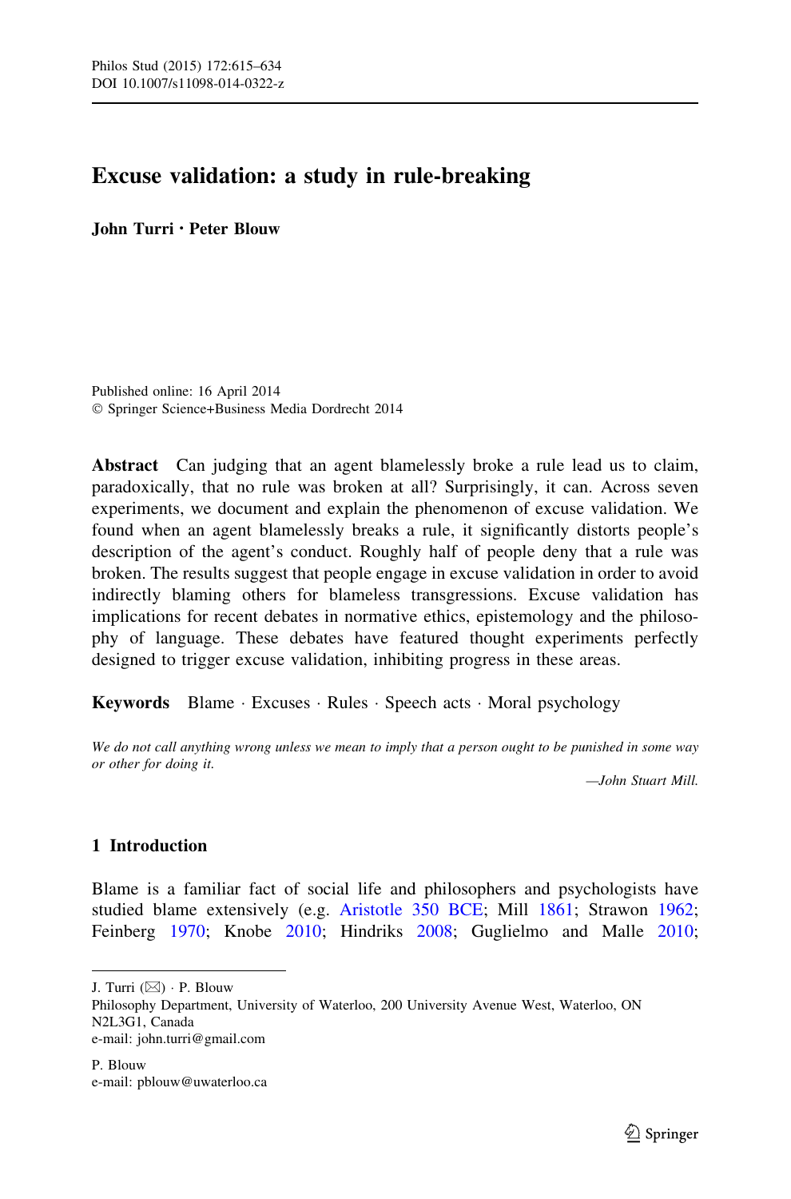# Excuse validation: a study in rule-breaking

**John Turri · Peter Blouw**

Published online: 16 April 2014
© Springer Science+Business Media Dordrecht 2014

**Abstract** Can judging that an agent blamelessly broke a rule lead us to claim, paradoxically, that no rule was broken at all? Surprisingly, it can. Across seven experiments, we document and explain the phenomenon of excuse validation. We found when an agent blamelessly breaks a rule, it significantly distorts people's description of the agent's conduct. Roughly half of people deny that a rule was broken. The results suggest that people engage in excuse validation in order to avoid indirectly blaming others for blameless transgressions. Excuse validation has implications for recent debates in normative ethics, epistemology and the philosophy of language. These debates have featured thought experiments perfectly designed to trigger excuse validation, inhibiting progress in these areas.

**Keywords** Blame · Excuses · Rules · Speech acts · Moral psychology

*We do not call anything wrong unless we mean to imply that a person ought to be punished in some way or other for doing it.*

—*John Stuart Mill.*

## 1 Introduction

Blame is a familiar fact of social life and philosophers and psychologists have studied blame extensively (e.g. Aristotle 350 BCE; Mill 1861; Strawon 1962; Feinberg 1970; Knobe 2010; Hindriks 2008; Guglielmo and Malle 2010;

---

J. Turri (✉) · P. Blouw
Philosophy Department, University of Waterloo, 200 University Avenue West, Waterloo, ON N2L3G1, Canada
e-mail: john.turri@gmail.com

P. Blouw
e-mail: pblouw@uwaterloo.ca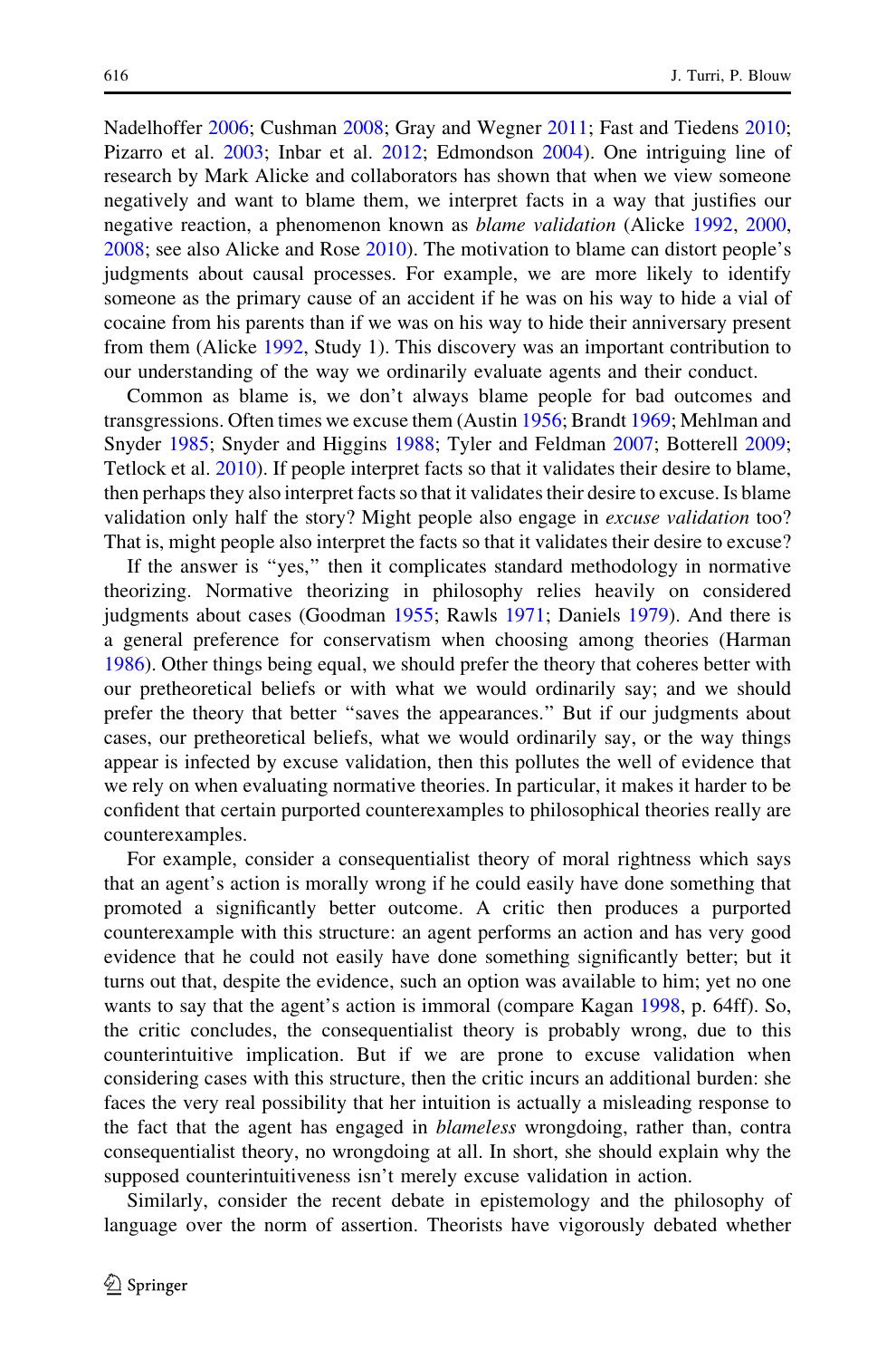Nadelhoffer 2006; Cushman 2008; Gray and Wegner 2011; Fast and Tiedens 2010; Pizarro et al. 2003; Inbar et al. 2012; Edmondson 2004). One intriguing line of research by Mark Alicke and collaborators has shown that when we view someone negatively and want to blame them, we interpret facts in a way that justifies our negative reaction, a phenomenon known as *blame validation* (Alicke 1992, 2000, 2008; see also Alicke and Rose 2010). The motivation to blame can distort people's judgments about causal processes. For example, we are more likely to identify someone as the primary cause of an accident if he was on his way to hide a vial of cocaine from his parents than if we was on his way to hide their anniversary present from them (Alicke 1992, Study 1). This discovery was an important contribution to our understanding of the way we ordinarily evaluate agents and their conduct.

Common as blame is, we don't always blame people for bad outcomes and transgressions. Often times we excuse them (Austin 1956; Brandt 1969; Mehlman and Snyder 1985; Snyder and Higgins 1988; Tyler and Feldman 2007; Botterell 2009; Tetlock et al. 2010). If people interpret facts so that it validates their desire to blame, then perhaps they also interpret facts so that it validates their desire to excuse. Is blame validation only half the story? Might people also engage in *excuse validation* too? That is, might people also interpret the facts so that it validates their desire to excuse?

If the answer is "yes," then it complicates standard methodology in normative theorizing. Normative theorizing in philosophy relies heavily on considered judgments about cases (Goodman 1955; Rawls 1971; Daniels 1979). And there is a general preference for conservatism when choosing among theories (Harman 1986). Other things being equal, we should prefer the theory that coheres better with our pretheoretical beliefs or with what we would ordinarily say; and we should prefer the theory that better "saves the appearances." But if our judgments about cases, our pretheoretical beliefs, what we would ordinarily say, or the way things appear is infected by excuse validation, then this pollutes the well of evidence that we rely on when evaluating normative theories. In particular, it makes it harder to be confident that certain purported counterexamples to philosophical theories really are counterexamples.

For example, consider a consequentialist theory of moral rightness which says that an agent's action is morally wrong if he could easily have done something that promoted a significantly better outcome. A critic then produces a purported counterexample with this structure: an agent performs an action and has very good evidence that he could not easily have done something significantly better; but it turns out that, despite the evidence, such an option was available to him; yet no one wants to say that the agent's action is immoral (compare Kagan 1998, p. 64ff). So, the critic concludes, the consequentialist theory is probably wrong, due to this counterintuitive implication. But if we are prone to excuse validation when considering cases with this structure, then the critic incurs an additional burden: she faces the very real possibility that her intuition is actually a misleading response to the fact that the agent has engaged in *blameless* wrongdoing, rather than, contra consequentialist theory, no wrongdoing at all. In short, she should explain why the supposed counterintuitiveness isn't merely excuse validation in action.

Similarly, consider the recent debate in epistemology and the philosophy of language over the norm of assertion. Theorists have vigorously debated whether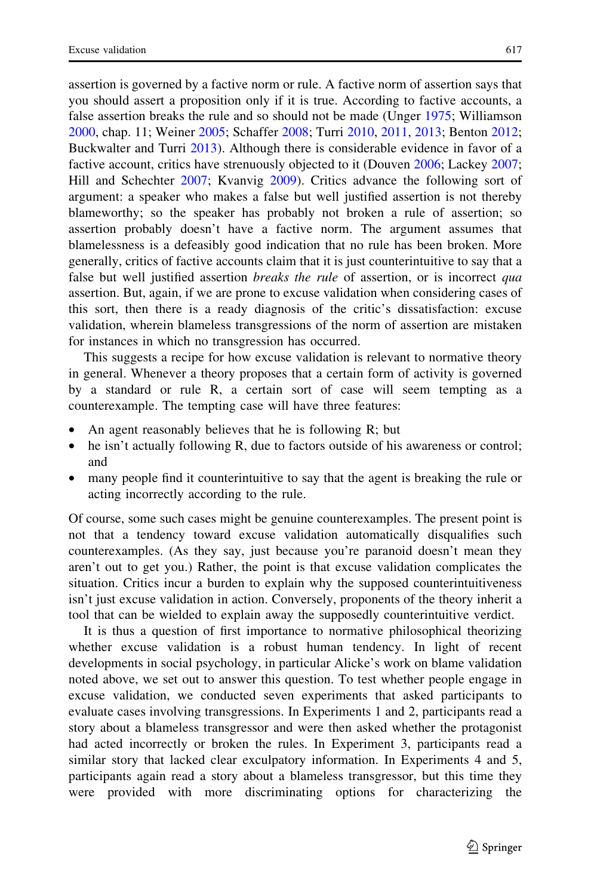assertion is governed by a factive norm or rule. A factive norm of assertion says that you should assert a proposition only if it is true. According to factive accounts, a false assertion breaks the rule and so should not be made (Unger 1975; Williamson 2000, chap. 11; Weiner 2005; Schaffer 2008; Turri 2010, 2011, 2013; Benton 2012; Buckwalter and Turri 2013). Although there is considerable evidence in favor of a factive account, critics have strenuously objected to it (Douven 2006; Lackey 2007; Hill and Schechter 2007; Kvanvig 2009). Critics advance the following sort of argument: a speaker who makes a false but well justified assertion is not thereby blameworthy; so the speaker has probably not broken a rule of assertion; so assertion probably doesn't have a factive norm. The argument assumes that blamelessness is a defeasibly good indication that no rule has been broken. More generally, critics of factive accounts claim that it is just counterintuitive to say that a false but well justified assertion *breaks the rule* of assertion, or is incorrect *qua* assertion. But, again, if we are prone to excuse validation when considering cases of this sort, then there is a ready diagnosis of the critic's dissatisfaction: excuse validation, wherein blameless transgressions of the norm of assertion are mistaken for instances in which no transgression has occurred.

This suggests a recipe for how excuse validation is relevant to normative theory in general. Whenever a theory proposes that a certain form of activity is governed by a standard or rule R, a certain sort of case will seem tempting as a counterexample. The tempting case will have three features:

- An agent reasonably believes that he is following R; but
- he isn't actually following R, due to factors outside of his awareness or control; and
- many people find it counterintuitive to say that the agent is breaking the rule or acting incorrectly according to the rule.

Of course, some such cases might be genuine counterexamples. The present point is not that a tendency toward excuse validation automatically disqualifies such counterexamples. (As they say, just because you're paranoid doesn't mean they aren't out to get you.) Rather, the point is that excuse validation complicates the situation. Critics incur a burden to explain why the supposed counterintuitiveness isn't just excuse validation in action. Conversely, proponents of the theory inherit a tool that can be wielded to explain away the supposedly counterintuitive verdict.

It is thus a question of first importance to normative philosophical theorizing whether excuse validation is a robust human tendency. In light of recent developments in social psychology, in particular Alicke's work on blame validation noted above, we set out to answer this question. To test whether people engage in excuse validation, we conducted seven experiments that asked participants to evaluate cases involving transgressions. In Experiments 1 and 2, participants read a story about a blameless transgressor and were then asked whether the protagonist had acted incorrectly or broken the rules. In Experiment 3, participants read a similar story that lacked clear exculpatory information. In Experiments 4 and 5, participants again read a story about a blameless transgressor, but this time they were provided with more discriminating options for characterizing the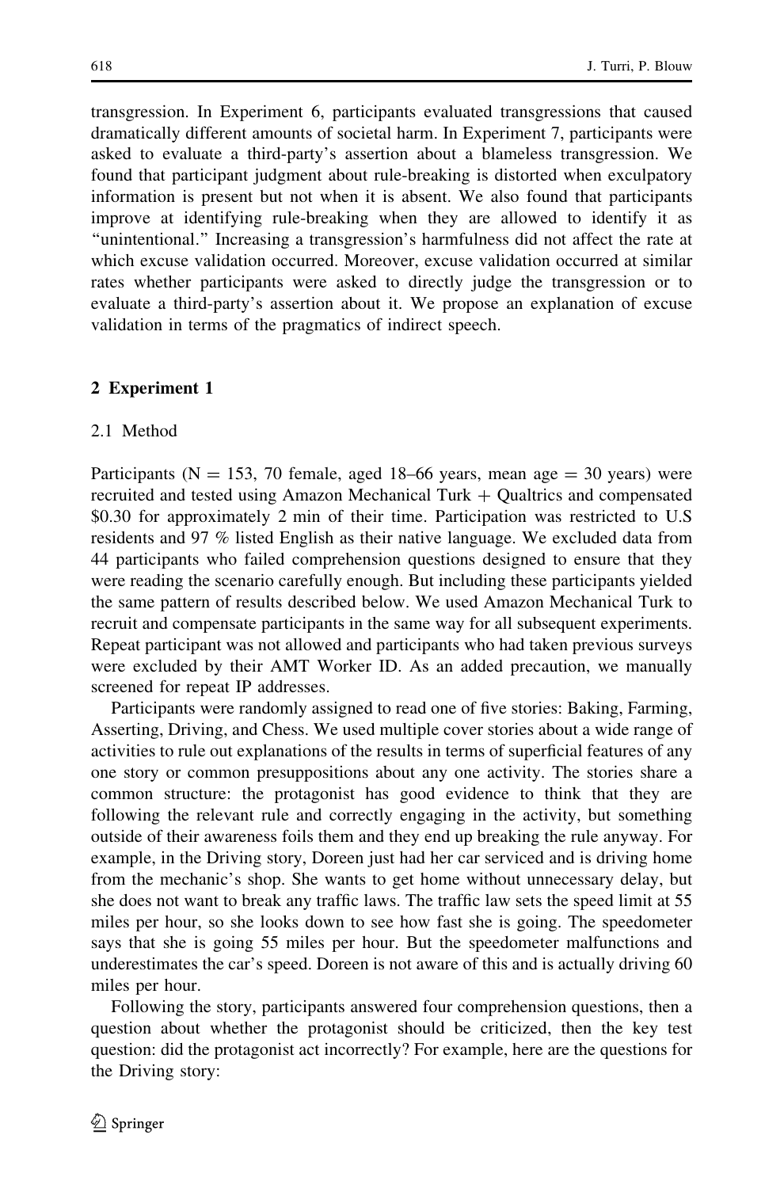transgression. In Experiment 6, participants evaluated transgressions that caused dramatically different amounts of societal harm. In Experiment 7, participants were asked to evaluate a third-party's assertion about a blameless transgression. We found that participant judgment about rule-breaking is distorted when exculpatory information is present but not when it is absent. We also found that participants improve at identifying rule-breaking when they are allowed to identify it as "unintentional." Increasing a transgression's harmfulness did not affect the rate at which excuse validation occurred. Moreover, excuse validation occurred at similar rates whether participants were asked to directly judge the transgression or to evaluate a third-party's assertion about it. We propose an explanation of excuse validation in terms of the pragmatics of indirect speech.

## 2 Experiment 1

### 2.1 Method

Participants (N = 153, 70 female, aged 18–66 years, mean age = 30 years) were recruited and tested using Amazon Mechanical Turk + Qualtrics and compensated $0.30 for approximately 2 min of their time. Participation was restricted to U.S residents and 97 % listed English as their native language. We excluded data from 44 participants who failed comprehension questions designed to ensure that they were reading the scenario carefully enough. But including these participants yielded the same pattern of results described below. We used Amazon Mechanical Turk to recruit and compensate participants in the same way for all subsequent experiments. Repeat participant was not allowed and participants who had taken previous surveys were excluded by their AMT Worker ID. As an added precaution, we manually screened for repeat IP addresses.

Participants were randomly assigned to read one of five stories: Baking, Farming, Asserting, Driving, and Chess. We used multiple cover stories about a wide range of activities to rule out explanations of the results in terms of superficial features of any one story or common presuppositions about any one activity. The stories share a common structure: the protagonist has good evidence to think that they are following the relevant rule and correctly engaging in the activity, but something outside of their awareness foils them and they end up breaking the rule anyway. For example, in the Driving story, Doreen just had her car serviced and is driving home from the mechanic's shop. She wants to get home without unnecessary delay, but she does not want to break any traffic laws. The traffic law sets the speed limit at 55 miles per hour, so she looks down to see how fast she is going. The speedometer says that she is going 55 miles per hour. But the speedometer malfunctions and underestimates the car's speed. Doreen is not aware of this and is actually driving 60 miles per hour.

Following the story, participants answered four comprehension questions, then a question about whether the protagonist should be criticized, then the key test question: did the protagonist act incorrectly? For example, here are the questions for the Driving story: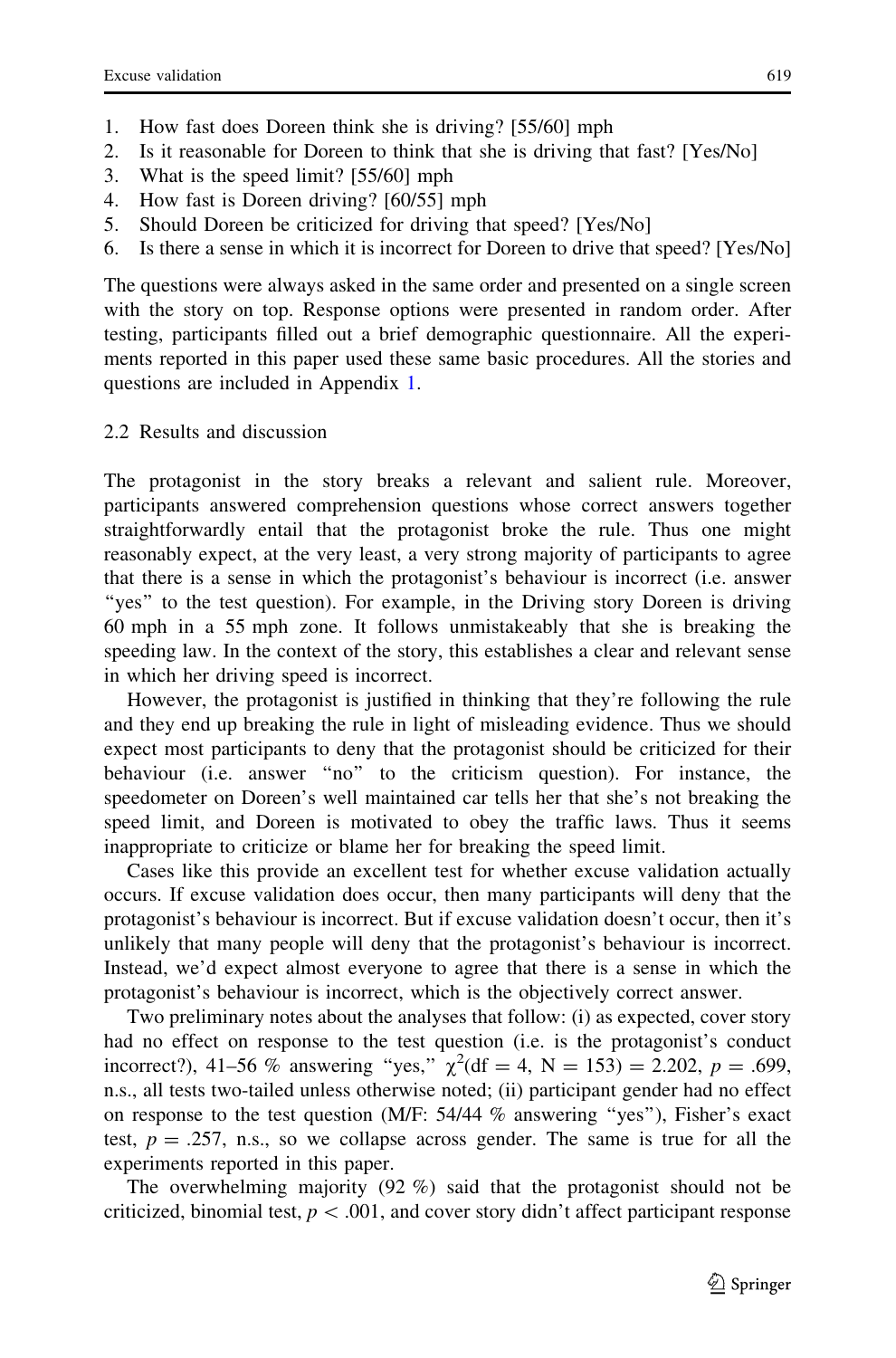1. How fast does Doreen think she is driving? [55/60] mph
2. Is it reasonable for Doreen to think that she is driving that fast? [Yes/No]
3. What is the speed limit? [55/60] mph
4. How fast is Doreen driving? [60/55] mph
5. Should Doreen be criticized for driving that speed? [Yes/No]
6. Is there a sense in which it is incorrect for Doreen to drive that speed? [Yes/No]

The questions were always asked in the same order and presented on a single screen with the story on top. Response options were presented in random order. After testing, participants filled out a brief demographic questionnaire. All the experiments reported in this paper used these same basic procedures. All the stories and questions are included in Appendix 1.

### 2.2 Results and discussion

The protagonist in the story breaks a relevant and salient rule. Moreover, participants answered comprehension questions whose correct answers together straightforwardly entail that the protagonist broke the rule. Thus one might reasonably expect, at the very least, a very strong majority of participants to agree that there is a sense in which the protagonist's behaviour is incorrect (i.e. answer "yes" to the test question). For example, in the Driving story Doreen is driving 60 mph in a 55 mph zone. It follows unmistakeably that she is breaking the speeding law. In the context of the story, this establishes a clear and relevant sense in which her driving speed is incorrect.

However, the protagonist is justified in thinking that they're following the rule and they end up breaking the rule in light of misleading evidence. Thus we should expect most participants to deny that the protagonist should be criticized for their behaviour (i.e. answer "no" to the criticism question). For instance, the speedometer on Doreen's well maintained car tells her that she's not breaking the speed limit, and Doreen is motivated to obey the traffic laws. Thus it seems inappropriate to criticize or blame her for breaking the speed limit.

Cases like this provide an excellent test for whether excuse validation actually occurs. If excuse validation does occur, then many participants will deny that the protagonist's behaviour is incorrect. But if excuse validation doesn't occur, then it's unlikely that many people will deny that the protagonist's behaviour is incorrect. Instead, we'd expect almost everyone to agree that there is a sense in which the protagonist's behaviour is incorrect, which is the objectively correct answer.

Two preliminary notes about the analyses that follow: (i) as expected, cover story had no effect on response to the test question (i.e. is the protagonist's conduct incorrect?), 41–56 % answering "yes," $\chi^2(\text{df} = 4, \text{N} = 153) = 2.202$, $p = .699$, n.s., all tests two-tailed unless otherwise noted; (ii) participant gender had no effect on response to the test question (M/F: 54/44 % answering "yes"), Fisher's exact test, $p = .257$, n.s., so we collapse across gender. The same is true for all the experiments reported in this paper.

The overwhelming majority (92 %) said that the protagonist should not be criticized, binomial test, $p < .001$, and cover story didn't affect participant response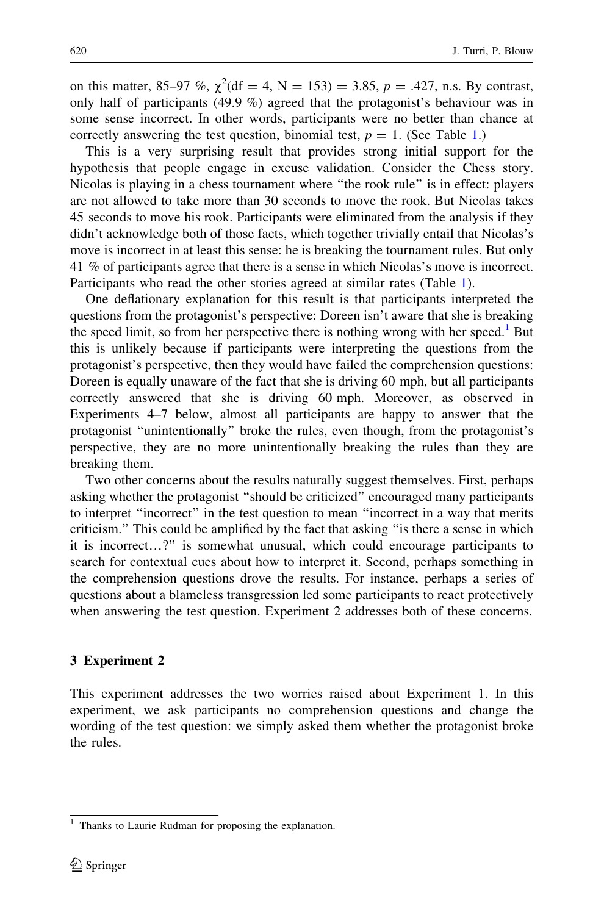on this matter, 85–97 %, $\chi^2$(df = 4, N = 153) = 3.85, $p = .427$, n.s. By contrast, only half of participants (49.9 %) agreed that the protagonist's behaviour was in some sense incorrect. In other words, participants were no better than chance at correctly answering the test question, binomial test, $p = 1$. (See Table 1.)

This is a very surprising result that provides strong initial support for the hypothesis that people engage in excuse validation. Consider the Chess story. Nicolas is playing in a chess tournament where "the rook rule" is in effect: players are not allowed to take more than 30 seconds to move the rook. But Nicolas takes 45 seconds to move his rook. Participants were eliminated from the analysis if they didn't acknowledge both of those facts, which together trivially entail that Nicolas's move is incorrect in at least this sense: he is breaking the tournament rules. But only 41 % of participants agree that there is a sense in which Nicolas's move is incorrect. Participants who read the other stories agreed at similar rates (Table 1).

One deflationary explanation for this result is that participants interpreted the questions from the protagonist's perspective: Doreen isn't aware that she is breaking the speed limit, so from her perspective there is nothing wrong with her speed.[1] But this is unlikely because if participants were interpreting the questions from the protagonist's perspective, then they would have failed the comprehension questions: Doreen is equally unaware of the fact that she is driving 60 mph, but all participants correctly answered that she is driving 60 mph. Moreover, as observed in Experiments 4–7 below, almost all participants are happy to answer that the protagonist "unintentionally" broke the rules, even though, from the protagonist's perspective, they are no more unintentionally breaking the rules than they are breaking them.

Two other concerns about the results naturally suggest themselves. First, perhaps asking whether the protagonist "should be criticized" encouraged many participants to interpret "incorrect" in the test question to mean "incorrect in a way that merits criticism." This could be amplified by the fact that asking "is there a sense in which it is incorrect…?" is somewhat unusual, which could encourage participants to search for contextual cues about how to interpret it. Second, perhaps something in the comprehension questions drove the results. For instance, perhaps a series of questions about a blameless transgression led some participants to react protectively when answering the test question. Experiment 2 addresses both of these concerns.

## 3 Experiment 2

This experiment addresses the two worries raised about Experiment 1. In this experiment, we ask participants no comprehension questions and change the wording of the test question: we simply asked them whether the protagonist broke the rules.

---

[1] Thanks to Laurie Rudman for proposing the explanation.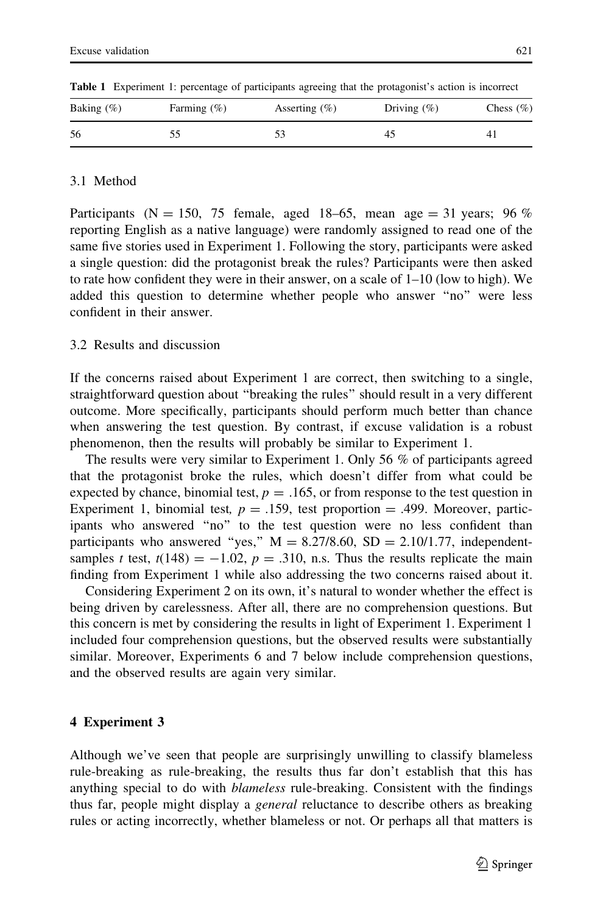**Table 1** Experiment 1: percentage of participants agreeing that the protagonist's action is incorrect

| Baking (%) | Farming (%) | Asserting (%) | Driving (%) | Chess (%) |
|---|---|---|---|---|
| 56 | 55 | 53 | 45 | 41 |

### 3.1 Method

Participants (N = 150, 75 female, aged 18–65, mean age = 31 years; 96 % reporting English as a native language) were randomly assigned to read one of the same five stories used in Experiment 1. Following the story, participants were asked a single question: did the protagonist break the rules? Participants were then asked to rate how confident they were in their answer, on a scale of 1–10 (low to high). We added this question to determine whether people who answer "no" were less confident in their answer.

### 3.2 Results and discussion

If the concerns raised about Experiment 1 are correct, then switching to a single, straightforward question about "breaking the rules" should result in a very different outcome. More specifically, participants should perform much better than chance when answering the test question. By contrast, if excuse validation is a robust phenomenon, then the results will probably be similar to Experiment 1.

The results were very similar to Experiment 1. Only 56 % of participants agreed that the protagonist broke the rules, which doesn't differ from what could be expected by chance, binomial test, $p = .165$, or from response to the test question in Experiment 1, binomial test, $p = .159$, test proportion = .499. Moreover, participants who answered "no" to the test question were no less confident than participants who answered "yes," M = 8.27/8.60, SD = 2.10/1.77, independent-samples *t* test, $t(148) = -1.02$, $p = .310$, n.s. Thus the results replicate the main finding from Experiment 1 while also addressing the two concerns raised about it.

Considering Experiment 2 on its own, it's natural to wonder whether the effect is being driven by carelessness. After all, there are no comprehension questions. But this concern is met by considering the results in light of Experiment 1. Experiment 1 included four comprehension questions, but the observed results were substantially similar. Moreover, Experiments 6 and 7 below include comprehension questions, and the observed results are again very similar.

## 4 Experiment 3

Although we've seen that people are surprisingly unwilling to classify blameless rule-breaking as rule-breaking, the results thus far don't establish that this has anything special to do with *blameless* rule-breaking. Consistent with the findings thus far, people might display a *general* reluctance to describe others as breaking rules or acting incorrectly, whether blameless or not. Or perhaps all that matters is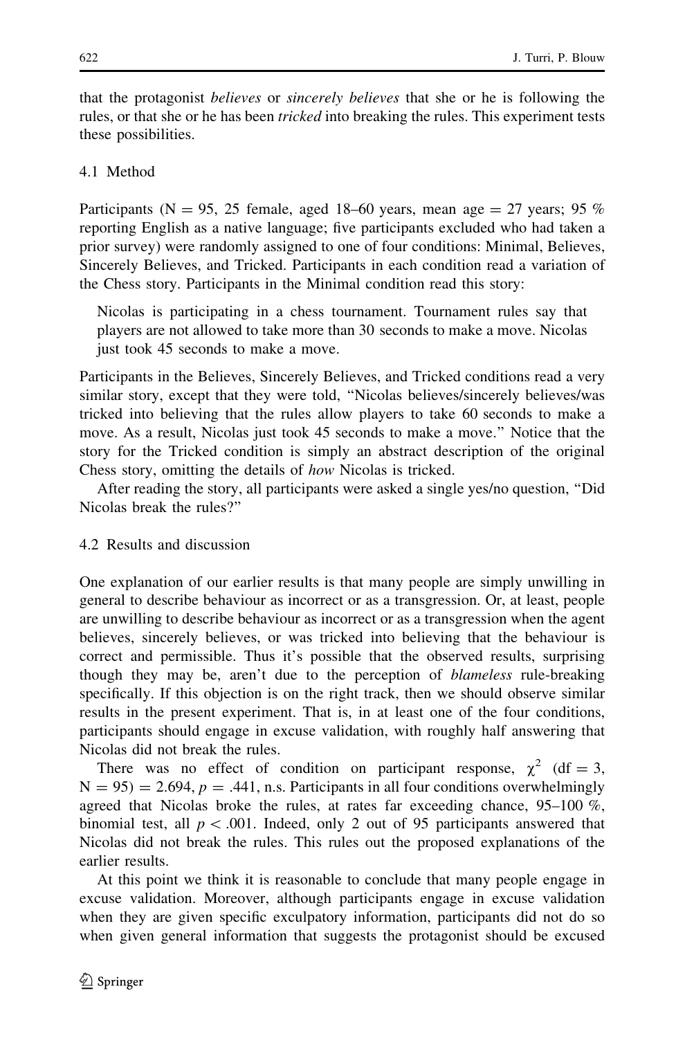that the protagonist *believes* or *sincerely believes* that she or he is following the rules, or that she or he has been *tricked* into breaking the rules. This experiment tests these possibilities.

### 4.1 Method

Participants (N = 95, 25 female, aged 18–60 years, mean age = 27 years; 95 % reporting English as a native language; five participants excluded who had taken a prior survey) were randomly assigned to one of four conditions: Minimal, Believes, Sincerely Believes, and Tricked. Participants in each condition read a variation of the Chess story. Participants in the Minimal condition read this story:

> Nicolas is participating in a chess tournament. Tournament rules say that players are not allowed to take more than 30 seconds to make a move. Nicolas just took 45 seconds to make a move.

Participants in the Believes, Sincerely Believes, and Tricked conditions read a very similar story, except that they were told, "Nicolas believes/sincerely believes/was tricked into believing that the rules allow players to take 60 seconds to make a move. As a result, Nicolas just took 45 seconds to make a move." Notice that the story for the Tricked condition is simply an abstract description of the original Chess story, omitting the details of *how* Nicolas is tricked.

After reading the story, all participants were asked a single yes/no question, "Did Nicolas break the rules?"

### 4.2 Results and discussion

One explanation of our earlier results is that many people are simply unwilling in general to describe behaviour as incorrect or as a transgression. Or, at least, people are unwilling to describe behaviour as incorrect or as a transgression when the agent believes, sincerely believes, or was tricked into believing that the behaviour is correct and permissible. Thus it's possible that the observed results, surprising though they may be, aren't due to the perception of *blameless* rule-breaking specifically. If this objection is on the right track, then we should observe similar results in the present experiment. That is, in at least one of the four conditions, participants should engage in excuse validation, with roughly half answering that Nicolas did not break the rules.

There was no effect of condition on participant response, $\chi^2$ (df = 3, N = 95) = 2.694, $p = .441$, n.s. Participants in all four conditions overwhelmingly agreed that Nicolas broke the rules, at rates far exceeding chance, 95–100 %, binomial test, all $p < .001$. Indeed, only 2 out of 95 participants answered that Nicolas did not break the rules. This rules out the proposed explanations of the earlier results.

At this point we think it is reasonable to conclude that many people engage in excuse validation. Moreover, although participants engage in excuse validation when they are given specific exculpatory information, participants did not do so when given general information that suggests the protagonist should be excused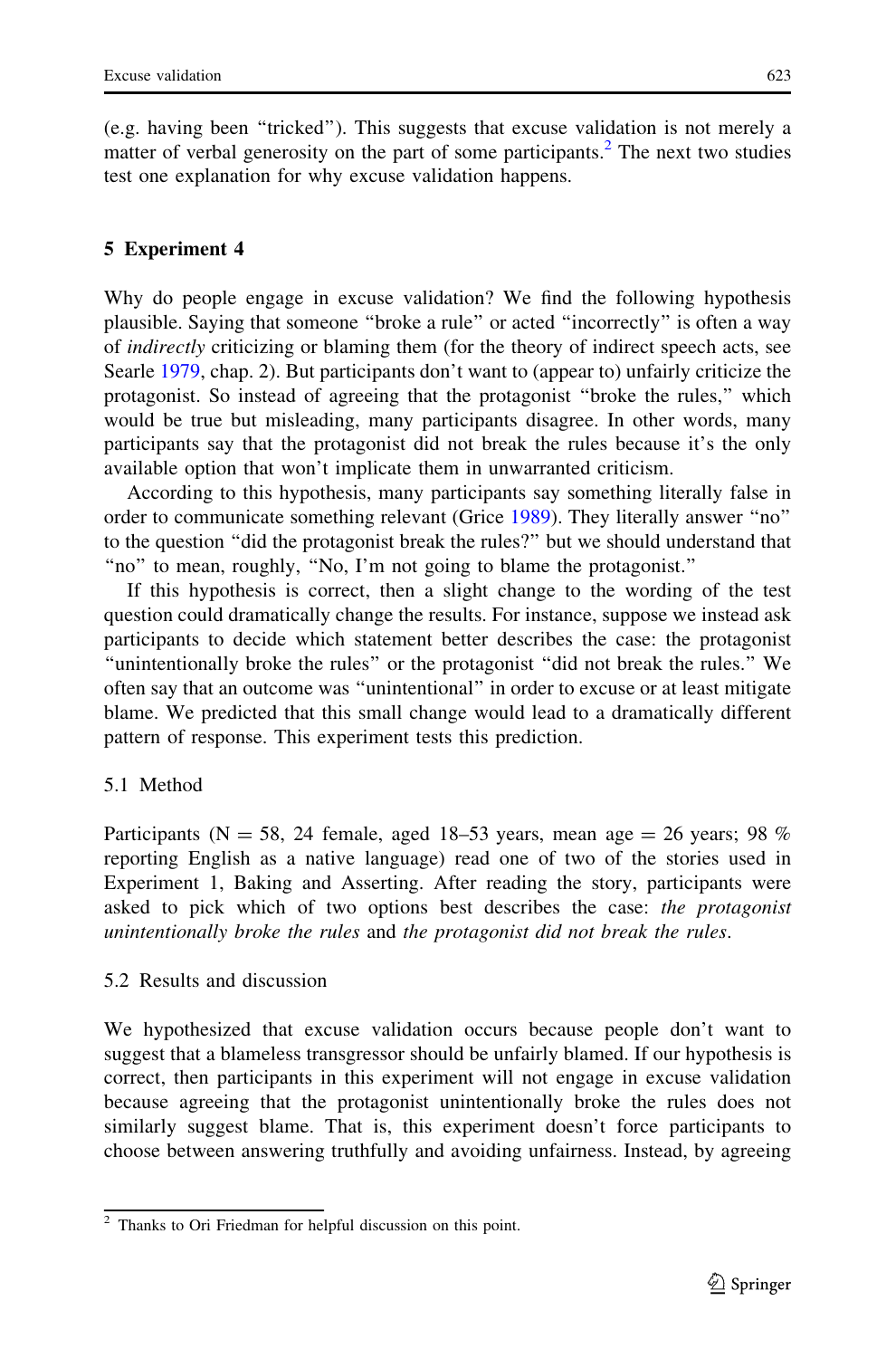(e.g. having been "tricked"). This suggests that excuse validation is not merely a matter of verbal generosity on the part of some participants.[2] The next two studies test one explanation for why excuse validation happens.

## 5 Experiment 4

Why do people engage in excuse validation? We find the following hypothesis plausible. Saying that someone "broke a rule" or acted "incorrectly" is often a way of *indirectly* criticizing or blaming them (for the theory of indirect speech acts, see Searle 1979, chap. 2). But participants don't want to (appear to) unfairly criticize the protagonist. So instead of agreeing that the protagonist "broke the rules," which would be true but misleading, many participants disagree. In other words, many participants say that the protagonist did not break the rules because it's the only available option that won't implicate them in unwarranted criticism.

According to this hypothesis, many participants say something literally false in order to communicate something relevant (Grice 1989). They literally answer "no" to the question "did the protagonist break the rules?" but we should understand that "no" to mean, roughly, "No, I'm not going to blame the protagonist."

If this hypothesis is correct, then a slight change to the wording of the test question could dramatically change the results. For instance, suppose we instead ask participants to decide which statement better describes the case: the protagonist "unintentionally broke the rules" or the protagonist "did not break the rules." We often say that an outcome was "unintentional" in order to excuse or at least mitigate blame. We predicted that this small change would lead to a dramatically different pattern of response. This experiment tests this prediction.

### 5.1 Method

Participants (N = 58, 24 female, aged 18–53 years, mean age = 26 years; 98 % reporting English as a native language) read one of two of the stories used in Experiment 1, Baking and Asserting. After reading the story, participants were asked to pick which of two options best describes the case: *the protagonist unintentionally broke the rules* and *the protagonist did not break the rules*.

### 5.2 Results and discussion

We hypothesized that excuse validation occurs because people don't want to suggest that a blameless transgressor should be unfairly blamed. If our hypothesis is correct, then participants in this experiment will not engage in excuse validation because agreeing that the protagonist unintentionally broke the rules does not similarly suggest blame. That is, this experiment doesn't force participants to choose between answering truthfully and avoiding unfairness. Instead, by agreeing

[2] Thanks to Ori Friedman for helpful discussion on this point.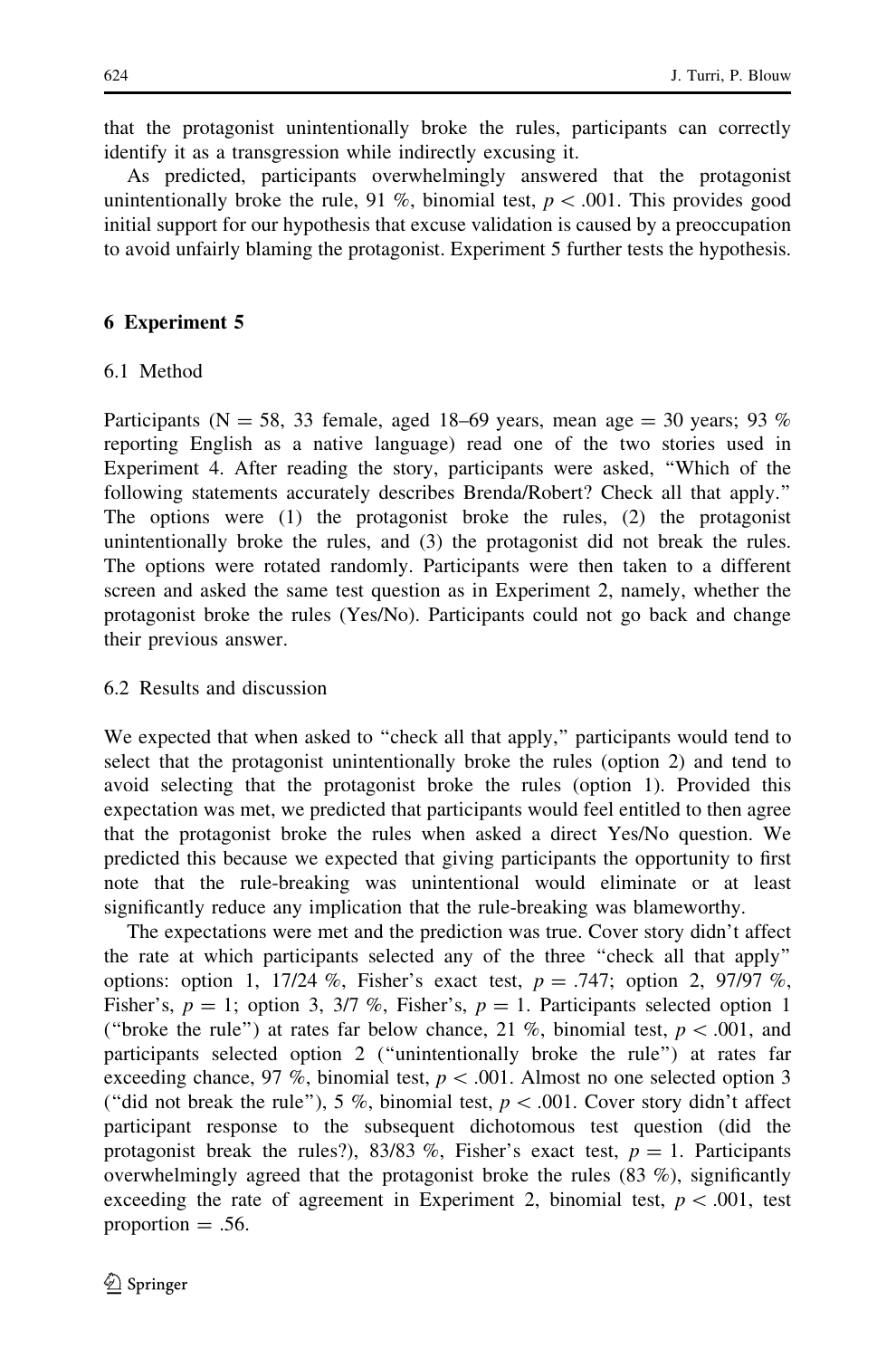that the protagonist unintentionally broke the rules, participants can correctly identify it as a transgression while indirectly excusing it.

As predicted, participants overwhelmingly answered that the protagonist unintentionally broke the rule, 91 %, binomial test, $p < .001$. This provides good initial support for our hypothesis that excuse validation is caused by a preoccupation to avoid unfairly blaming the protagonist. Experiment 5 further tests the hypothesis.

## 6 Experiment 5

### 6.1 Method

Participants ($N = 58$, 33 female, aged 18–69 years, mean age = 30 years; 93 % reporting English as a native language) read one of the two stories used in Experiment 4. After reading the story, participants were asked, "Which of the following statements accurately describes Brenda/Robert? Check all that apply." The options were (1) the protagonist broke the rules, (2) the protagonist unintentionally broke the rules, and (3) the protagonist did not break the rules. The options were rotated randomly. Participants were then taken to a different screen and asked the same test question as in Experiment 2, namely, whether the protagonist broke the rules (Yes/No). Participants could not go back and change their previous answer.

### 6.2 Results and discussion

We expected that when asked to "check all that apply," participants would tend to select that the protagonist unintentionally broke the rules (option 2) and tend to avoid selecting that the protagonist broke the rules (option 1). Provided this expectation was met, we predicted that participants would feel entitled to then agree that the protagonist broke the rules when asked a direct Yes/No question. We predicted this because we expected that giving participants the opportunity to first note that the rule-breaking was unintentional would eliminate or at least significantly reduce any implication that the rule-breaking was blameworthy.

The expectations were met and the prediction was true. Cover story didn't affect the rate at which participants selected any of the three "check all that apply" options: option 1, 17/24 %, Fisher's exact test, $p = .747$; option 2, 97/97 %, Fisher's, $p = 1$; option 3, 3/7 %, Fisher's, $p = 1$. Participants selected option 1 ("broke the rule") at rates far below chance, 21 %, binomial test, $p < .001$, and participants selected option 2 ("unintentionally broke the rule") at rates far exceeding chance, 97 %, binomial test, $p < .001$. Almost no one selected option 3 ("did not break the rule"), 5 %, binomial test, $p < .001$. Cover story didn't affect participant response to the subsequent dichotomous test question (did the protagonist break the rules?), 83/83 %, Fisher's exact test, $p = 1$. Participants overwhelmingly agreed that the protagonist broke the rules (83 %), significantly exceeding the rate of agreement in Experiment 2, binomial test, $p < .001$, test proportion = .56.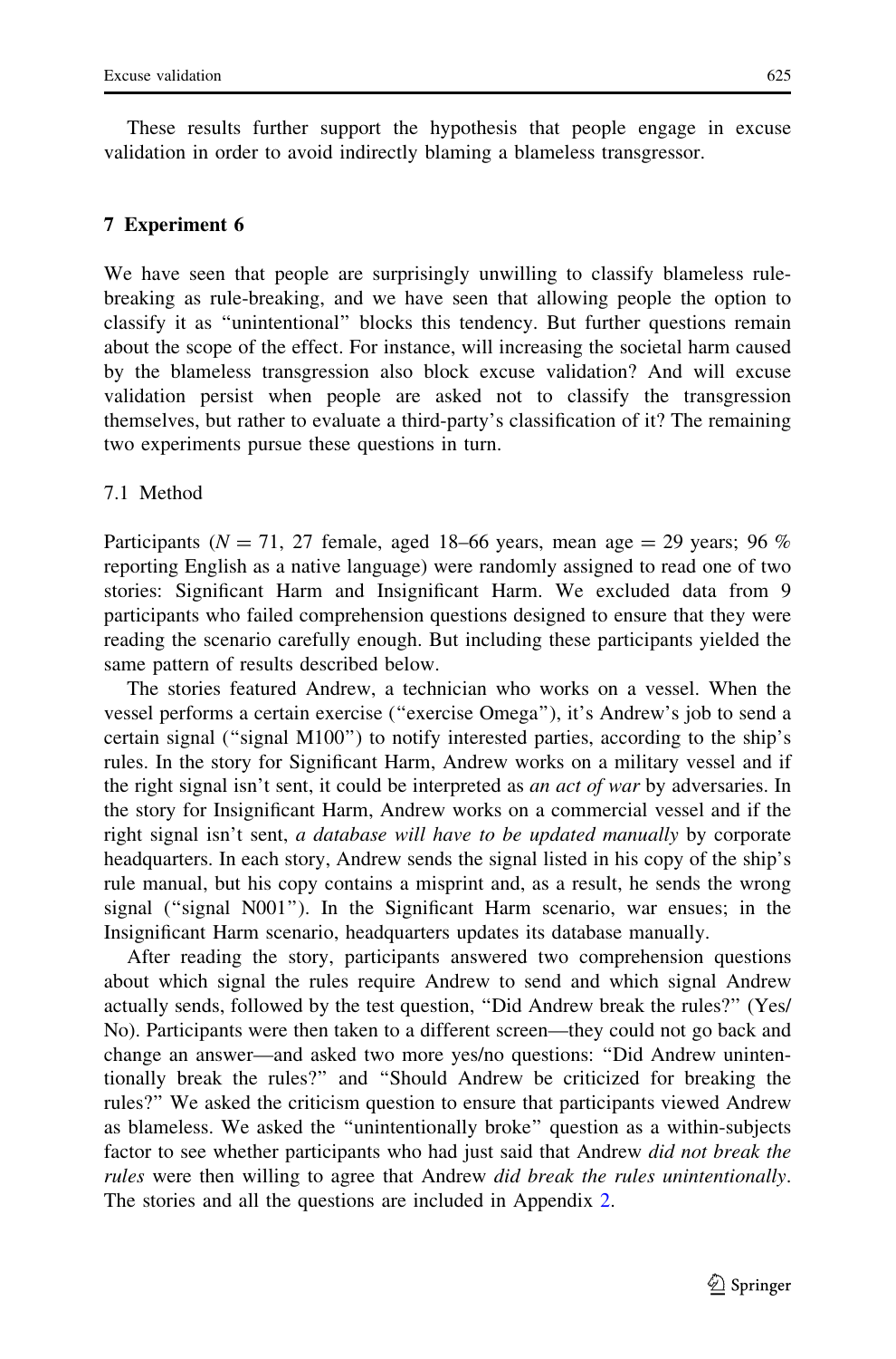These results further support the hypothesis that people engage in excuse validation in order to avoid indirectly blaming a blameless transgressor.

## 7 Experiment 6

We have seen that people are surprisingly unwilling to classify blameless rule-breaking as rule-breaking, and we have seen that allowing people the option to classify it as "unintentional" blocks this tendency. But further questions remain about the scope of the effect. For instance, will increasing the societal harm caused by the blameless transgression also block excuse validation? And will excuse validation persist when people are asked not to classify the transgression themselves, but rather to evaluate a third-party's classification of it? The remaining two experiments pursue these questions in turn.

### 7.1 Method

Participants ($N = 71$, 27 female, aged 18–66 years, mean age = 29 years; 96 % reporting English as a native language) were randomly assigned to read one of two stories: Significant Harm and Insignificant Harm. We excluded data from 9 participants who failed comprehension questions designed to ensure that they were reading the scenario carefully enough. But including these participants yielded the same pattern of results described below.

The stories featured Andrew, a technician who works on a vessel. When the vessel performs a certain exercise ("exercise Omega"), it's Andrew's job to send a certain signal ("signal M100") to notify interested parties, according to the ship's rules. In the story for Significant Harm, Andrew works on a military vessel and if the right signal isn't sent, it could be interpreted as *an act of war* by adversaries. In the story for Insignificant Harm, Andrew works on a commercial vessel and if the right signal isn't sent, *a database will have to be updated manually* by corporate headquarters. In each story, Andrew sends the signal listed in his copy of the ship's rule manual, but his copy contains a misprint and, as a result, he sends the wrong signal ("signal N001"). In the Significant Harm scenario, war ensues; in the Insignificant Harm scenario, headquarters updates its database manually.

After reading the story, participants answered two comprehension questions about which signal the rules require Andrew to send and which signal Andrew actually sends, followed by the test question, "Did Andrew break the rules?" (Yes/No). Participants were then taken to a different screen—they could not go back and change an answer—and asked two more yes/no questions: "Did Andrew unintentionally break the rules?" and "Should Andrew be criticized for breaking the rules?" We asked the criticism question to ensure that participants viewed Andrew as blameless. We asked the "unintentionally broke" question as a within-subjects factor to see whether participants who had just said that Andrew *did not break the rules* were then willing to agree that Andrew *did break the rules unintentionally*. The stories and all the questions are included in Appendix 2.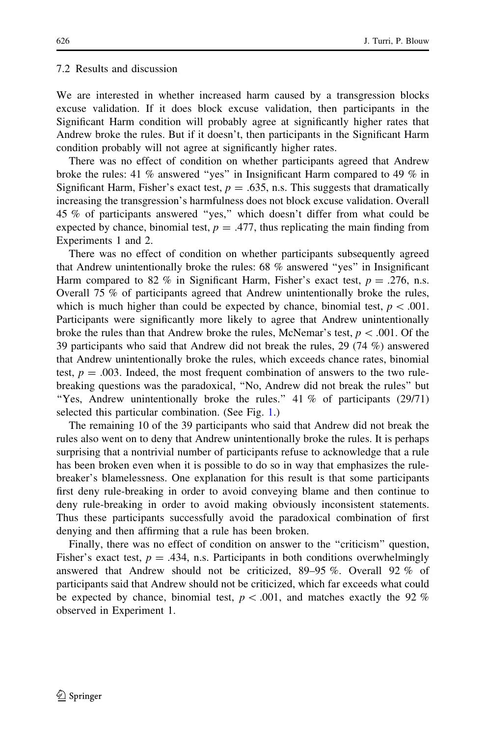### 7.2 Results and discussion

We are interested in whether increased harm caused by a transgression blocks excuse validation. If it does block excuse validation, then participants in the Significant Harm condition will probably agree at significantly higher rates that Andrew broke the rules. But if it doesn't, then participants in the Significant Harm condition probably will not agree at significantly higher rates.

There was no effect of condition on whether participants agreed that Andrew broke the rules: 41 % answered "yes" in Insignificant Harm compared to 49 % in Significant Harm, Fisher's exact test, $p = .635$, n.s. This suggests that dramatically increasing the transgression's harmfulness does not block excuse validation. Overall 45 % of participants answered "yes," which doesn't differ from what could be expected by chance, binomial test, $p = .477$, thus replicating the main finding from Experiments 1 and 2.

There was no effect of condition on whether participants subsequently agreed that Andrew unintentionally broke the rules: 68 % answered "yes" in Insignificant Harm compared to 82 % in Significant Harm, Fisher's exact test, $p = .276$, n.s. Overall 75 % of participants agreed that Andrew unintentionally broke the rules, which is much higher than could be expected by chance, binomial test, $p < .001$. Participants were significantly more likely to agree that Andrew unintentionally broke the rules than that Andrew broke the rules, McNemar's test, $p < .001$. Of the 39 participants who said that Andrew did not break the rules, 29 (74 %) answered that Andrew unintentionally broke the rules, which exceeds chance rates, binomial test, $p = .003$. Indeed, the most frequent combination of answers to the two rule-breaking questions was the paradoxical, "No, Andrew did not break the rules" but "Yes, Andrew unintentionally broke the rules." 41 % of participants (29/71) selected this particular combination. (See Fig. 1.)

The remaining 10 of the 39 participants who said that Andrew did not break the rules also went on to deny that Andrew unintentionally broke the rules. It is perhaps surprising that a nontrivial number of participants refuse to acknowledge that a rule has been broken even when it is possible to do so in way that emphasizes the rule-breaker's blamelessness. One explanation for this result is that some participants first deny rule-breaking in order to avoid conveying blame and then continue to deny rule-breaking in order to avoid making obviously inconsistent statements. Thus these participants successfully avoid the paradoxical combination of first denying and then affirming that a rule has been broken.

Finally, there was no effect of condition on answer to the "criticism" question, Fisher's exact test, $p = .434$, n.s. Participants in both conditions overwhelmingly answered that Andrew should not be criticized, 89–95 %. Overall 92 % of participants said that Andrew should not be criticized, which far exceeds what could be expected by chance, binomial test, $p < .001$, and matches exactly the 92 % observed in Experiment 1.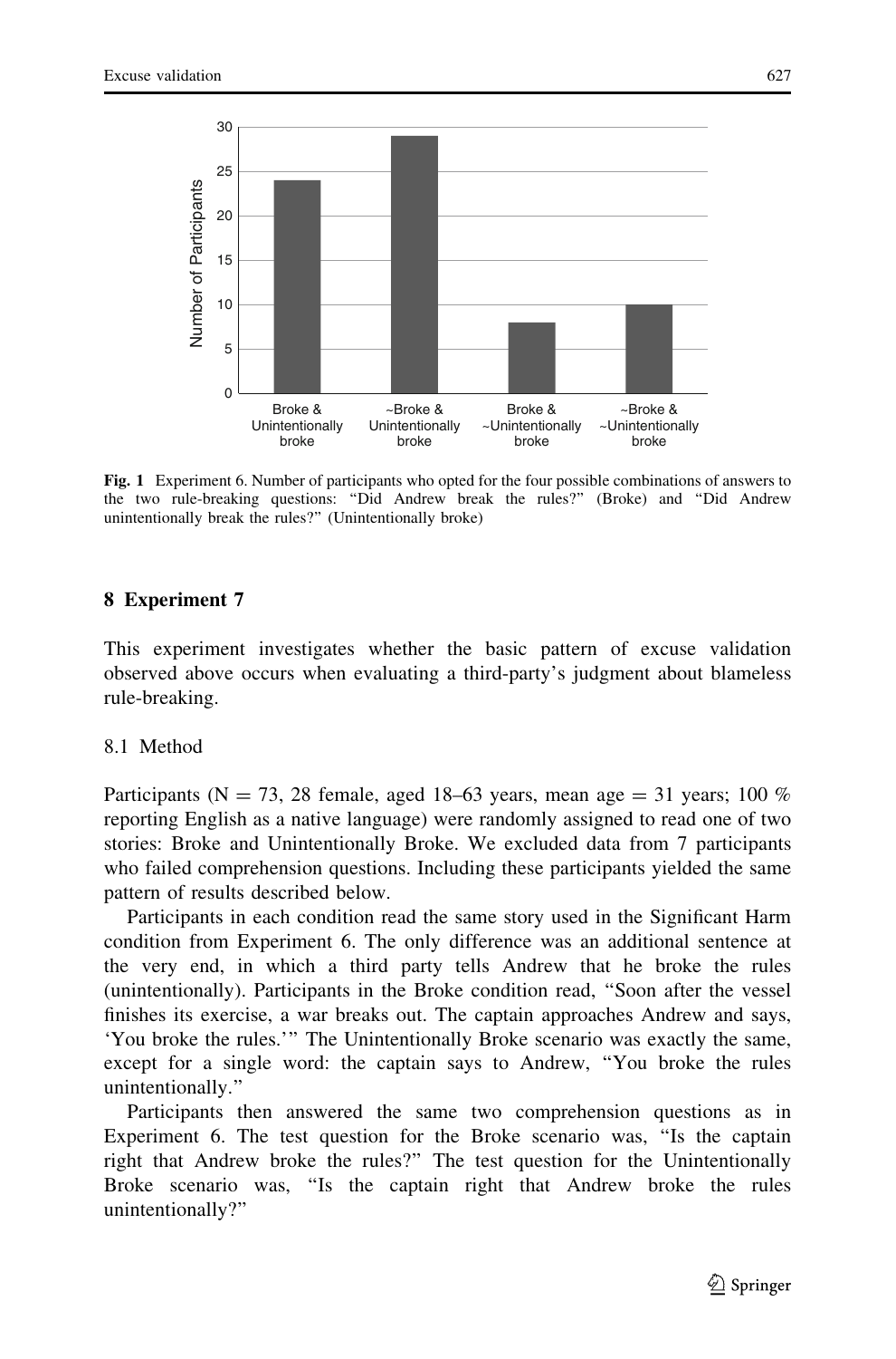**Fig. 1** Experiment 6. Number of participants who opted for the four possible combinations of answers to the two rule-breaking questions: "Did Andrew break the rules?" (Broke) and "Did Andrew unintentionally break the rules?" (Unintentionally broke)

## 8 Experiment 7

This experiment investigates whether the basic pattern of excuse validation observed above occurs when evaluating a third-party's judgment about blameless rule-breaking.

### 8.1 Method

Participants ($N = 73$, 28 female, aged 18–63 years, mean age = 31 years; 100 % reporting English as a native language) were randomly assigned to read one of two stories: Broke and Unintentionally Broke. We excluded data from 7 participants who failed comprehension questions. Including these participants yielded the same pattern of results described below.

Participants in each condition read the same story used in the Significant Harm condition from Experiment 6. The only difference was an additional sentence at the very end, in which a third party tells Andrew that he broke the rules (unintentionally). Participants in the Broke condition read, "Soon after the vessel finishes its exercise, a war breaks out. The captain approaches Andrew and says, 'You broke the rules.'" The Unintentionally Broke scenario was exactly the same, except for a single word: the captain says to Andrew, "You broke the rules unintentionally."

Participants then answered the same two comprehension questions as in Experiment 6. The test question for the Broke scenario was, "Is the captain right that Andrew broke the rules?" The test question for the Unintentionally Broke scenario was, "Is the captain right that Andrew broke the rules unintentionally?"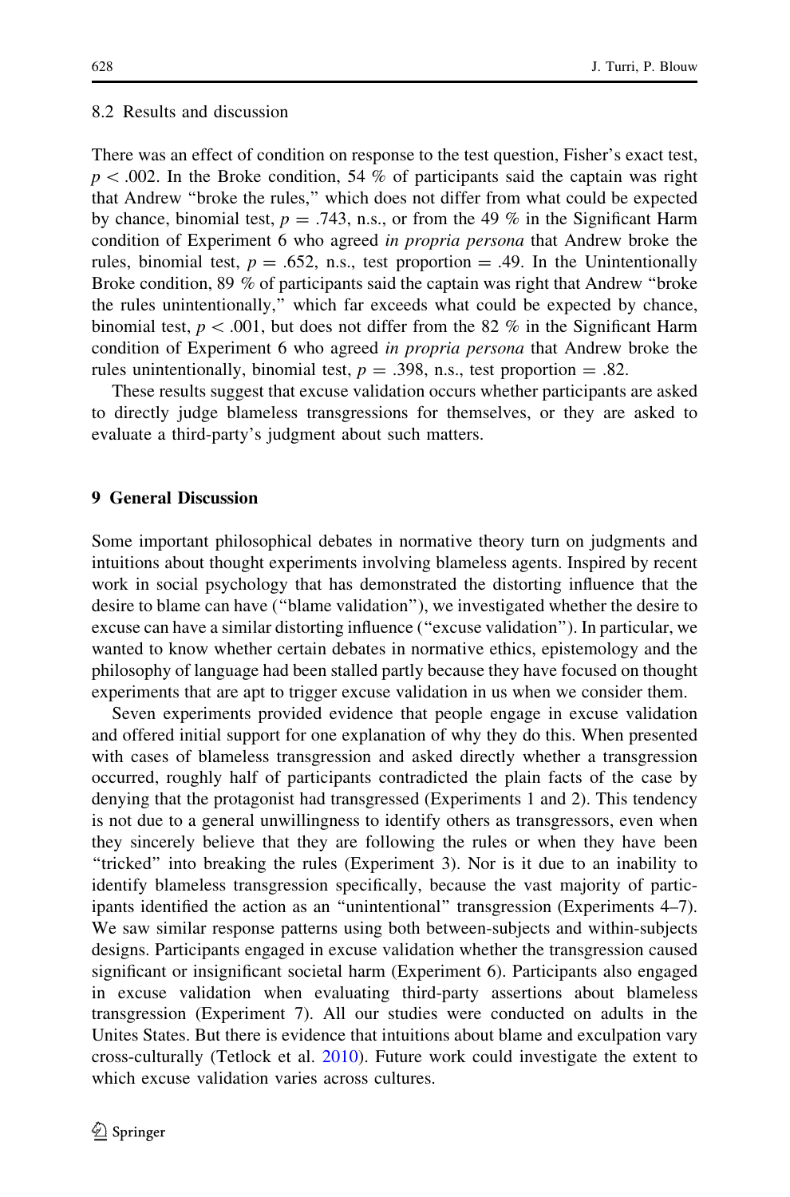### 8.2 Results and discussion

There was an effect of condition on response to the test question, Fisher's exact test, $p < .002$. In the Broke condition, 54 % of participants said the captain was right that Andrew "broke the rules," which does not differ from what could be expected by chance, binomial test, $p = .743$, n.s., or from the 49 % in the Significant Harm condition of Experiment 6 who agreed *in propria persona* that Andrew broke the rules, binomial test, $p = .652$, n.s., test proportion = .49. In the Unintentionally Broke condition, 89 % of participants said the captain was right that Andrew "broke the rules unintentionally," which far exceeds what could be expected by chance, binomial test, $p < .001$, but does not differ from the 82 % in the Significant Harm condition of Experiment 6 who agreed *in propria persona* that Andrew broke the rules unintentionally, binomial test, $p = .398$, n.s., test proportion = .82.

These results suggest that excuse validation occurs whether participants are asked to directly judge blameless transgressions for themselves, or they are asked to evaluate a third-party's judgment about such matters.

## 9 General Discussion

Some important philosophical debates in normative theory turn on judgments and intuitions about thought experiments involving blameless agents. Inspired by recent work in social psychology that has demonstrated the distorting influence that the desire to blame can have ("blame validation"), we investigated whether the desire to excuse can have a similar distorting influence ("excuse validation"). In particular, we wanted to know whether certain debates in normative ethics, epistemology and the philosophy of language had been stalled partly because they have focused on thought experiments that are apt to trigger excuse validation in us when we consider them.

Seven experiments provided evidence that people engage in excuse validation and offered initial support for one explanation of why they do this. When presented with cases of blameless transgression and asked directly whether a transgression occurred, roughly half of participants contradicted the plain facts of the case by denying that the protagonist had transgressed (Experiments 1 and 2). This tendency is not due to a general unwillingness to identify others as transgressors, even when they sincerely believe that they are following the rules or when they have been "tricked" into breaking the rules (Experiment 3). Nor is it due to an inability to identify blameless transgression specifically, because the vast majority of participants identified the action as an "unintentional" transgression (Experiments 4–7). We saw similar response patterns using both between-subjects and within-subjects designs. Participants engaged in excuse validation whether the transgression caused significant or insignificant societal harm (Experiment 6). Participants also engaged in excuse validation when evaluating third-party assertions about blameless transgression (Experiment 7). All our studies were conducted on adults in the Unites States. But there is evidence that intuitions about blame and exculpation vary cross-culturally (Tetlock et al. 2010). Future work could investigate the extent to which excuse validation varies across cultures.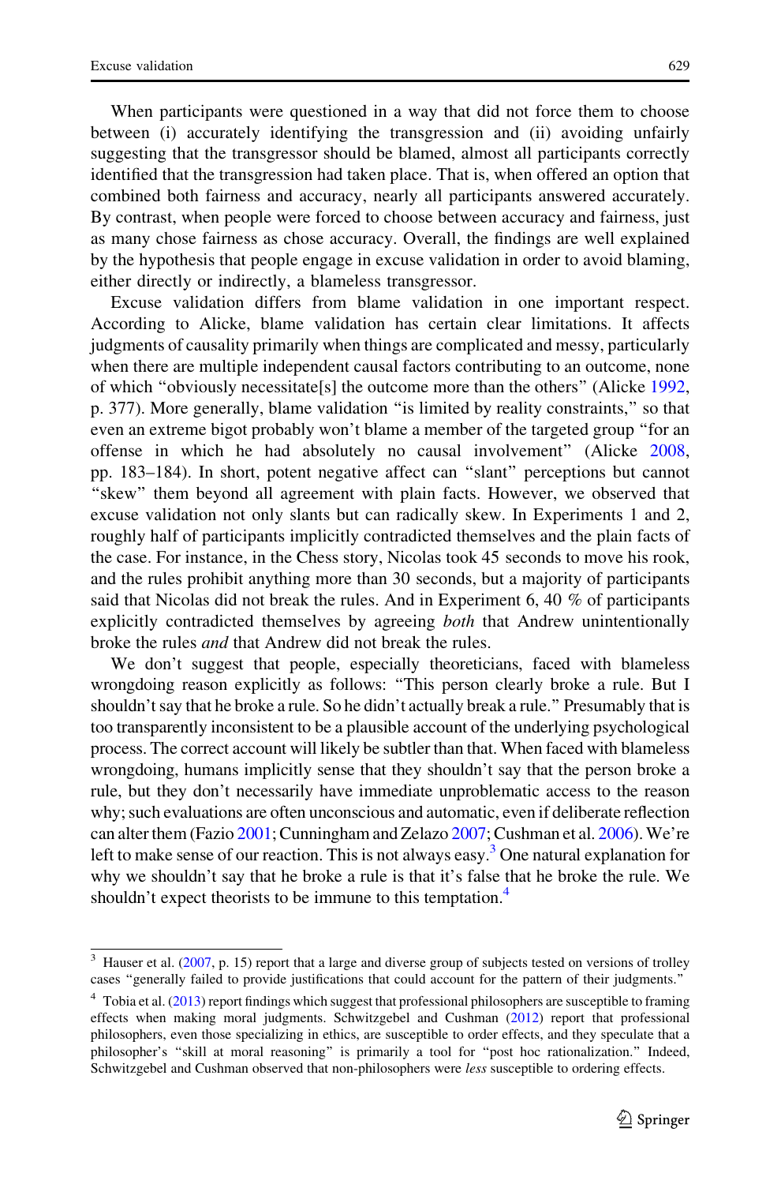When participants were questioned in a way that did not force them to choose between (i) accurately identifying the transgression and (ii) avoiding unfairly suggesting that the transgressor should be blamed, almost all participants correctly identified that the transgression had taken place. That is, when offered an option that combined both fairness and accuracy, nearly all participants answered accurately. By contrast, when people were forced to choose between accuracy and fairness, just as many chose fairness as chose accuracy. Overall, the findings are well explained by the hypothesis that people engage in excuse validation in order to avoid blaming, either directly or indirectly, a blameless transgressor.

Excuse validation differs from blame validation in one important respect. According to Alicke, blame validation has certain clear limitations. It affects judgments of causality primarily when things are complicated and messy, particularly when there are multiple independent causal factors contributing to an outcome, none of which "obviously necessitate[s] the outcome more than the others" (Alicke 1992, p. 377). More generally, blame validation "is limited by reality constraints," so that even an extreme bigot probably won't blame a member of the targeted group "for an offense in which he had absolutely no causal involvement" (Alicke 2008, pp. 183–184). In short, potent negative affect can "slant" perceptions but cannot "skew" them beyond all agreement with plain facts. However, we observed that excuse validation not only slants but can radically skew. In Experiments 1 and 2, roughly half of participants implicitly contradicted themselves and the plain facts of the case. For instance, in the Chess story, Nicolas took 45 seconds to move his rook, and the rules prohibit anything more than 30 seconds, but a majority of participants said that Nicolas did not break the rules. And in Experiment 6, 40 % of participants explicitly contradicted themselves by agreeing *both* that Andrew unintentionally broke the rules *and* that Andrew did not break the rules.

We don't suggest that people, especially theoreticians, faced with blameless wrongdoing reason explicitly as follows: "This person clearly broke a rule. But I shouldn't say that he broke a rule. So he didn't actually break a rule." Presumably that is too transparently inconsistent to be a plausible account of the underlying psychological process. The correct account will likely be subtler than that. When faced with blameless wrongdoing, humans implicitly sense that they shouldn't say that the person broke a rule, but they don't necessarily have immediate unproblematic access to the reason why; such evaluations are often unconscious and automatic, even if deliberate reflection can alter them (Fazio 2001; Cunningham and Zelazo 2007; Cushman et al. 2006). We're left to make sense of our reaction. This is not always easy.[3] One natural explanation for why we shouldn't say that he broke a rule is that it's false that he broke the rule. We shouldn't expect theorists to be immune to this temptation.[4]

---

[3] Hauser et al. (2007, p. 15) report that a large and diverse group of subjects tested on versions of trolley cases "generally failed to provide justifications that could account for the pattern of their judgments."

[4] Tobia et al. (2013) report findings which suggest that professional philosophers are susceptible to framing effects when making moral judgments. Schwitzgebel and Cushman (2012) report that professional philosophers, even those specializing in ethics, are susceptible to order effects, and they speculate that a philosopher's "skill at moral reasoning" is primarily a tool for "post hoc rationalization." Indeed, Schwitzgebel and Cushman observed that non-philosophers were *less* susceptible to ordering effects.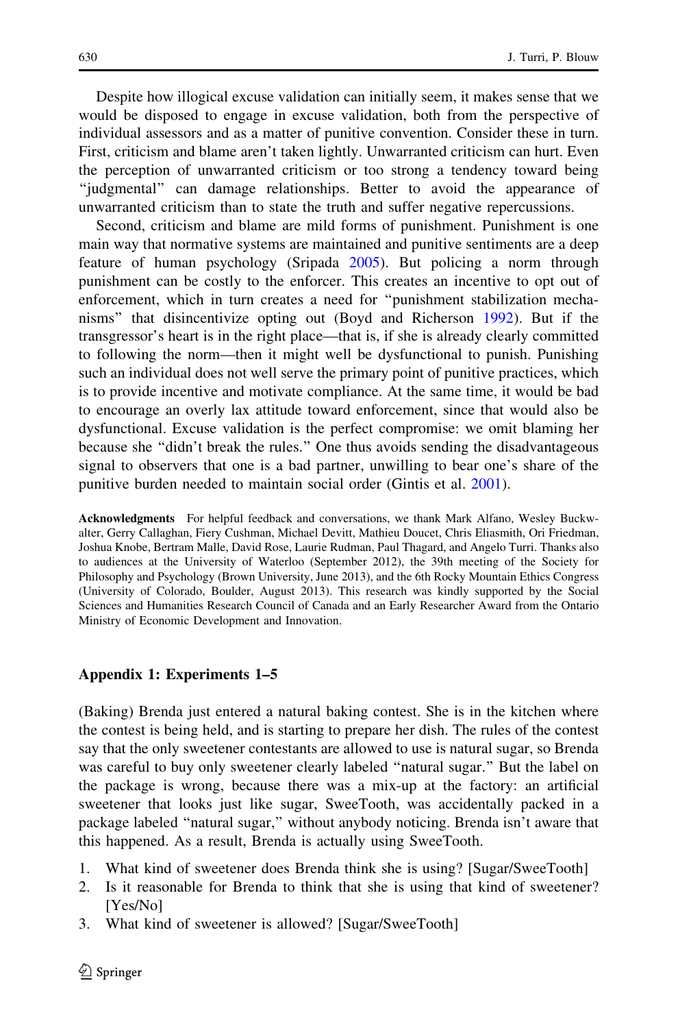Despite how illogical excuse validation can initially seem, it makes sense that we would be disposed to engage in excuse validation, both from the perspective of individual assessors and as a matter of punitive convention. Consider these in turn. First, criticism and blame aren't taken lightly. Unwarranted criticism can hurt. Even the perception of unwarranted criticism or too strong a tendency toward being "judgmental" can damage relationships. Better to avoid the appearance of unwarranted criticism than to state the truth and suffer negative repercussions.

Second, criticism and blame are mild forms of punishment. Punishment is one main way that normative systems are maintained and punitive sentiments are a deep feature of human psychology (Sripada 2005). But policing a norm through punishment can be costly to the enforcer. This creates an incentive to opt out of enforcement, which in turn creates a need for "punishment stabilization mechanisms" that disincentivize opting out (Boyd and Richerson 1992). But if the transgressor's heart is in the right place—that is, if she is already clearly committed to following the norm—then it might well be dysfunctional to punish. Punishing such an individual does not well serve the primary point of punitive practices, which is to provide incentive and motivate compliance. At the same time, it would be bad to encourage an overly lax attitude toward enforcement, since that would also be dysfunctional. Excuse validation is the perfect compromise: we omit blaming her because she "didn't break the rules." One thus avoids sending the disadvantageous signal to observers that one is a bad partner, unwilling to bear one's share of the punitive burden needed to maintain social order (Gintis et al. 2001).

**Acknowledgments** For helpful feedback and conversations, we thank Mark Alfano, Wesley Buckwalter, Gerry Callaghan, Fiery Cushman, Michael Devitt, Mathieu Doucet, Chris Eliasmith, Ori Friedman, Joshua Knobe, Bertram Malle, David Rose, Laurie Rudman, Paul Thagard, and Angelo Turri. Thanks also to audiences at the University of Waterloo (September 2012), the 39th meeting of the Society for Philosophy and Psychology (Brown University, June 2013), and the 6th Rocky Mountain Ethics Congress (University of Colorado, Boulder, August 2013). This research was kindly supported by the Social Sciences and Humanities Research Council of Canada and an Early Researcher Award from the Ontario Ministry of Economic Development and Innovation.

## Appendix 1: Experiments 1–5

(Baking) Brenda just entered a natural baking contest. She is in the kitchen where the contest is being held, and is starting to prepare her dish. The rules of the contest say that the only sweetener contestants are allowed to use is natural sugar, so Brenda was careful to buy only sweetener clearly labeled "natural sugar." But the label on the package is wrong, because there was a mix-up at the factory: an artificial sweetener that looks just like sugar, SweeTooth, was accidentally packed in a package labeled "natural sugar," without anybody noticing. Brenda isn't aware that this happened. As a result, Brenda is actually using SweeTooth.

1. What kind of sweetener does Brenda think she is using? [Sugar/SweeTooth]
2. Is it reasonable for Brenda to think that she is using that kind of sweetener? [Yes/No]
3. What kind of sweetener is allowed? [Sugar/SweeTooth]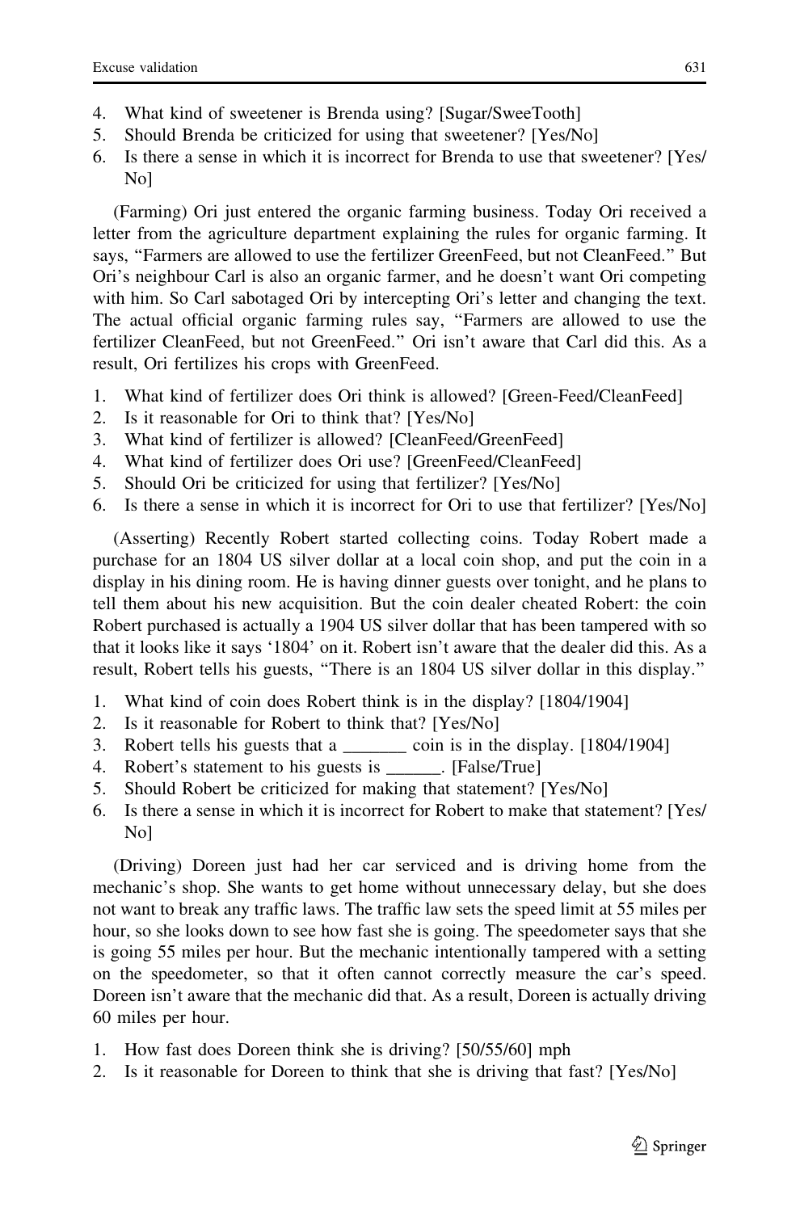4. What kind of sweetener is Brenda using? [Sugar/SweeTooth]
5. Should Brenda be criticized for using that sweetener? [Yes/No]
6. Is there a sense in which it is incorrect for Brenda to use that sweetener? [Yes/No]

(Farming) Ori just entered the organic farming business. Today Ori received a letter from the agriculture department explaining the rules for organic farming. It says, "Farmers are allowed to use the fertilizer GreenFeed, but not CleanFeed." But Ori's neighbour Carl is also an organic farmer, and he doesn't want Ori competing with him. So Carl sabotaged Ori by intercepting Ori's letter and changing the text. The actual official organic farming rules say, "Farmers are allowed to use the fertilizer CleanFeed, but not GreenFeed." Ori isn't aware that Carl did this. As a result, Ori fertilizes his crops with GreenFeed.

1. What kind of fertilizer does Ori think is allowed? [Green-Feed/CleanFeed]
2. Is it reasonable for Ori to think that? [Yes/No]
3. What kind of fertilizer is allowed? [CleanFeed/GreenFeed]
4. What kind of fertilizer does Ori use? [GreenFeed/CleanFeed]
5. Should Ori be criticized for using that fertilizer? [Yes/No]
6. Is there a sense in which it is incorrect for Ori to use that fertilizer? [Yes/No]

(Asserting) Recently Robert started collecting coins. Today Robert made a purchase for an 1804 US silver dollar at a local coin shop, and put the coin in a display in his dining room. He is having dinner guests over tonight, and he plans to tell them about his new acquisition. But the coin dealer cheated Robert: the coin Robert purchased is actually a 1904 US silver dollar that has been tampered with so that it looks like it says '1804' on it. Robert isn't aware that the dealer did this. As a result, Robert tells his guests, "There is an 1804 US silver dollar in this display."

1. What kind of coin does Robert think is in the display? [1804/1904]
2. Is it reasonable for Robert to think that? [Yes/No]
3. Robert tells his guests that a _______ coin is in the display. [1804/1904]
4. Robert's statement to his guests is ______. [False/True]
5. Should Robert be criticized for making that statement? [Yes/No]
6. Is there a sense in which it is incorrect for Robert to make that statement? [Yes/No]

(Driving) Doreen just had her car serviced and is driving home from the mechanic's shop. She wants to get home without unnecessary delay, but she does not want to break any traffic laws. The traffic law sets the speed limit at 55 miles per hour, so she looks down to see how fast she is going. The speedometer says that she is going 55 miles per hour. But the mechanic intentionally tampered with a setting on the speedometer, so that it often cannot correctly measure the car's speed. Doreen isn't aware that the mechanic did that. As a result, Doreen is actually driving 60 miles per hour.

1. How fast does Doreen think she is driving? [50/55/60] mph
2. Is it reasonable for Doreen to think that she is driving that fast? [Yes/No]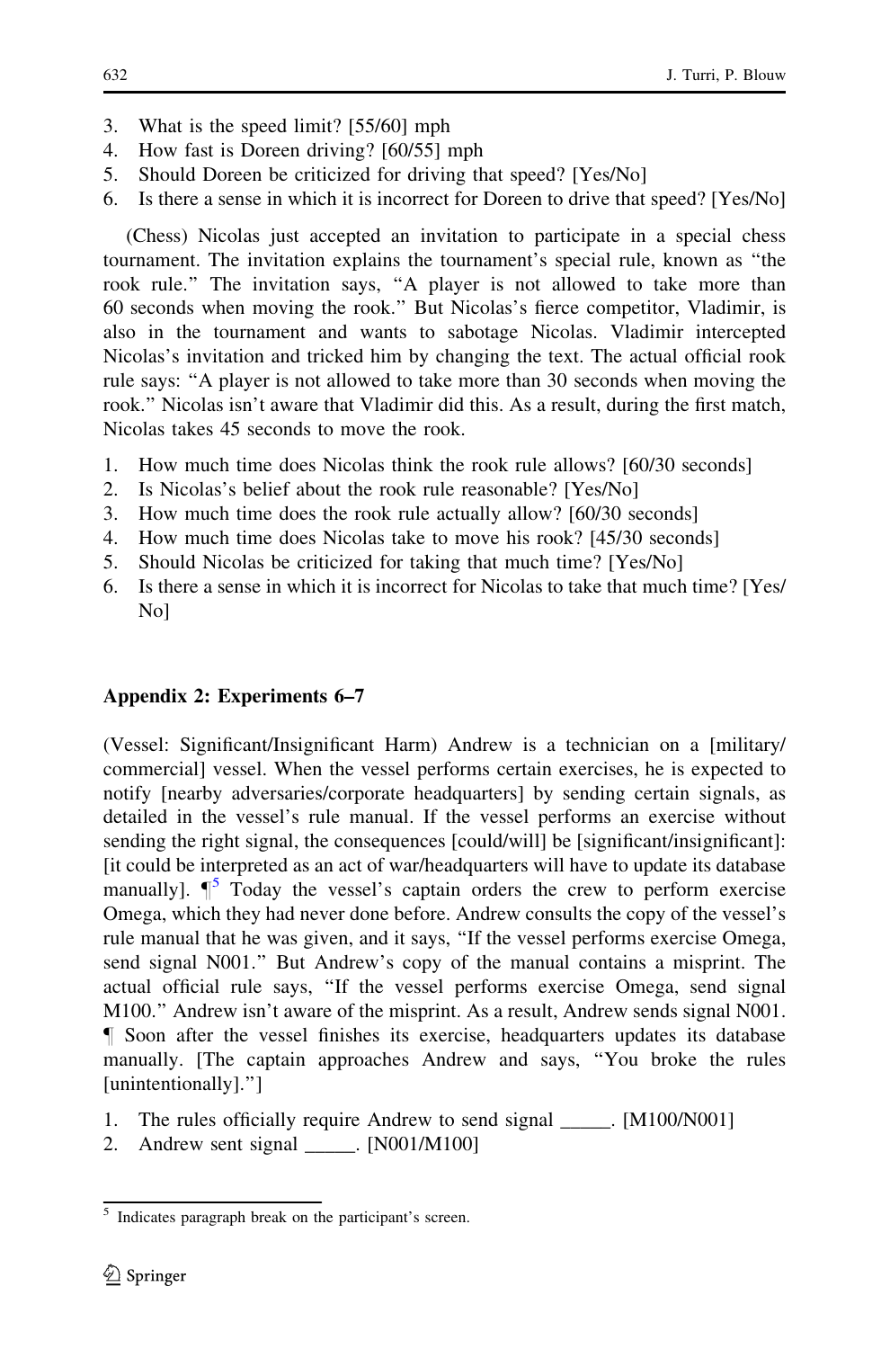3. What is the speed limit? [55/60] mph
4. How fast is Doreen driving? [60/55] mph
5. Should Doreen be criticized for driving that speed? [Yes/No]
6. Is there a sense in which it is incorrect for Doreen to drive that speed? [Yes/No]

(Chess) Nicolas just accepted an invitation to participate in a special chess tournament. The invitation explains the tournament's special rule, known as "the rook rule." The invitation says, "A player is not allowed to take more than 60 seconds when moving the rook." But Nicolas's fierce competitor, Vladimir, is also in the tournament and wants to sabotage Nicolas. Vladimir intercepted Nicolas's invitation and tricked him by changing the text. The actual official rook rule says: "A player is not allowed to take more than 30 seconds when moving the rook." Nicolas isn't aware that Vladimir did this. As a result, during the first match, Nicolas takes 45 seconds to move the rook.

1. How much time does Nicolas think the rook rule allows? [60/30 seconds]
2. Is Nicolas's belief about the rook rule reasonable? [Yes/No]
3. How much time does the rook rule actually allow? [60/30 seconds]
4. How much time does Nicolas take to move his rook? [45/30 seconds]
5. Should Nicolas be criticized for taking that much time? [Yes/No]
6. Is there a sense in which it is incorrect for Nicolas to take that much time? [Yes/No]

## Appendix 2: Experiments 6–7

(Vessel: Significant/Insignificant Harm) Andrew is a technician on a [military/commercial] vessel. When the vessel performs certain exercises, he is expected to notify [nearby adversaries/corporate headquarters] by sending certain signals, as detailed in the vessel's rule manual. If the vessel performs an exercise without sending the right signal, the consequences [could/will] be [significant/insignificant]: [it could be interpreted as an act of war/headquarters will have to update its database manually]. ¶[5] Today the vessel's captain orders the crew to perform exercise Omega, which they had never done before. Andrew consults the copy of the vessel's rule manual that he was given, and it says, "If the vessel performs exercise Omega, send signal N001." But Andrew's copy of the manual contains a misprint. The actual official rule says, "If the vessel performs exercise Omega, send signal M100." Andrew isn't aware of the misprint. As a result, Andrew sends signal N001. ¶ Soon after the vessel finishes its exercise, headquarters updates its database manually. [The captain approaches Andrew and says, "You broke the rules [unintentionally]."]

1. The rules officially require Andrew to send signal _____. [M100/N001]
2. Andrew sent signal _____. [N001/M100]

[5] Indicates paragraph break on the participant's screen.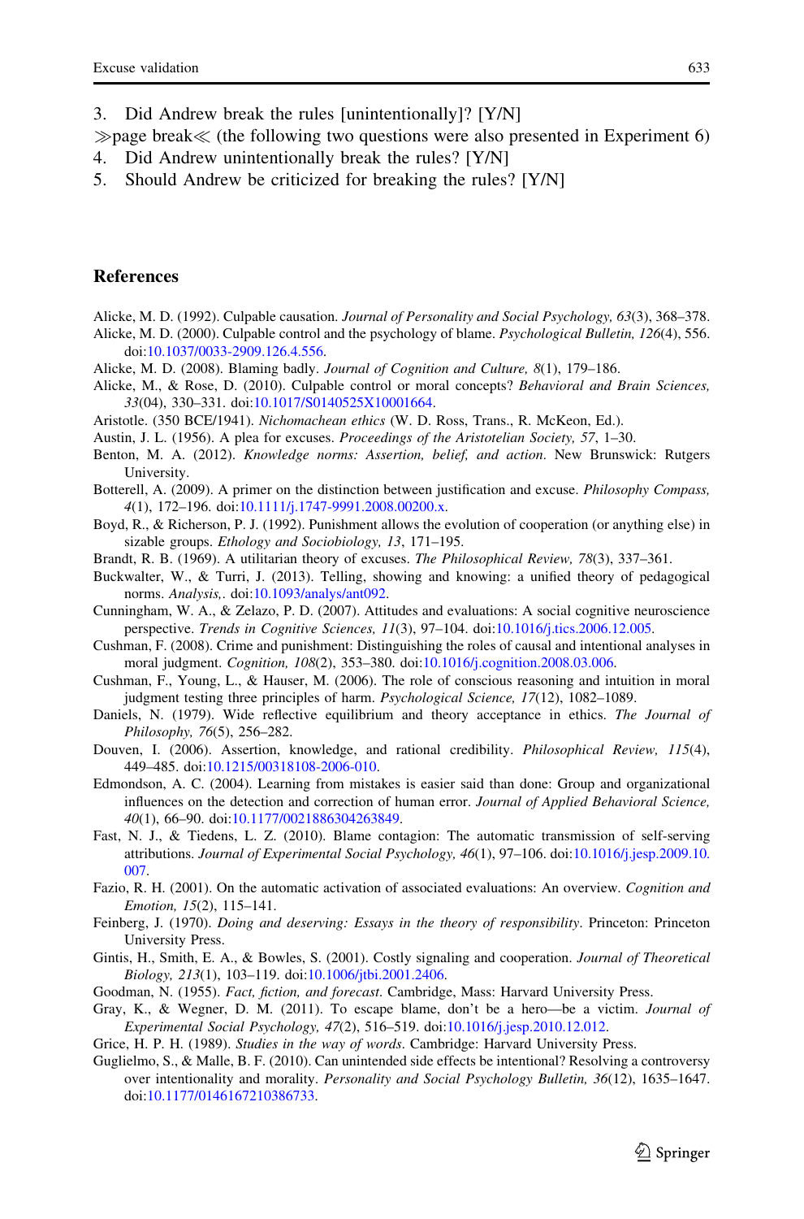3. Did Andrew break the rules [unintentionally]? [Y/N]

≫page break≪ (the following two questions were also presented in Experiment 6)

4. Did Andrew unintentionally break the rules? [Y/N]
5. Should Andrew be criticized for breaking the rules? [Y/N]

## References

Alicke, M. D. (1992). Culpable causation. *Journal of Personality and Social Psychology, 63*(3), 368–378.

Alicke, M. D. (2000). Culpable control and the psychology of blame. *Psychological Bulletin, 126*(4), 556. doi:10.1037/0033-2909.126.4.556.

Alicke, M. D. (2008). Blaming badly. *Journal of Cognition and Culture, 8*(1), 179–186.

Alicke, M., & Rose, D. (2010). Culpable control or moral concepts? *Behavioral and Brain Sciences, 33*(04), 330–331. doi:10.1017/S0140525X10001664.

Aristotle. (350 BCE/1941). *Nichomachean ethics* (W. D. Ross, Trans., R. McKeon, Ed.).

Austin, J. L. (1956). A plea for excuses. *Proceedings of the Aristotelian Society, 57*, 1–30.

Benton, M. A. (2012). *Knowledge norms: Assertion, belief, and action*. New Brunswick: Rutgers University.

Botterell, A. (2009). A primer on the distinction between justification and excuse. *Philosophy Compass, 4*(1), 172–196. doi:10.1111/j.1747-9991.2008.00200.x.

Boyd, R., & Richerson, P. J. (1992). Punishment allows the evolution of cooperation (or anything else) in sizable groups. *Ethology and Sociobiology, 13*, 171–195.

Brandt, R. B. (1969). A utilitarian theory of excuses. *The Philosophical Review, 78*(3), 337–361.

Buckwalter, W., & Turri, J. (2013). Telling, showing and knowing: a unified theory of pedagogical norms. *Analysis,*. doi:10.1093/analys/ant092.

Cunningham, W. A., & Zelazo, P. D. (2007). Attitudes and evaluations: A social cognitive neuroscience perspective. *Trends in Cognitive Sciences, 11*(3), 97–104. doi:10.1016/j.tics.2006.12.005.

Cushman, F. (2008). Crime and punishment: Distinguishing the roles of causal and intentional analyses in moral judgment. *Cognition, 108*(2), 353–380. doi:10.1016/j.cognition.2008.03.006.

Cushman, F., Young, L., & Hauser, M. (2006). The role of conscious reasoning and intuition in moral judgment testing three principles of harm. *Psychological Science, 17*(12), 1082–1089.

Daniels, N. (1979). Wide reflective equilibrium and theory acceptance in ethics. *The Journal of Philosophy, 76*(5), 256–282.

Douven, I. (2006). Assertion, knowledge, and rational credibility. *Philosophical Review, 115*(4), 449–485. doi:10.1215/00318108-2006-010.

Edmondson, A. C. (2004). Learning from mistakes is easier said than done: Group and organizational influences on the detection and correction of human error. *Journal of Applied Behavioral Science, 40*(1), 66–90. doi:10.1177/0021886304263849.

Fast, N. J., & Tiedens, L. Z. (2010). Blame contagion: The automatic transmission of self-serving attributions. *Journal of Experimental Social Psychology, 46*(1), 97–106. doi:10.1016/j.jesp.2009.10.007.

Fazio, R. H. (2001). On the automatic activation of associated evaluations: An overview. *Cognition and Emotion, 15*(2), 115–141.

Feinberg, J. (1970). *Doing and deserving: Essays in the theory of responsibility*. Princeton: Princeton University Press.

Gintis, H., Smith, E. A., & Bowles, S. (2001). Costly signaling and cooperation. *Journal of Theoretical Biology, 213*(1), 103–119. doi:10.1006/jtbi.2001.2406.

Goodman, N. (1955). *Fact, fiction, and forecast*. Cambridge, Mass: Harvard University Press.

Gray, K., & Wegner, D. M. (2011). To escape blame, don't be a hero—be a victim. *Journal of Experimental Social Psychology, 47*(2), 516–519. doi:10.1016/j.jesp.2010.12.012.

Grice, H. P. H. (1989). *Studies in the way of words*. Cambridge: Harvard University Press.

Guglielmo, S., & Malle, B. F. (2010). Can unintended side effects be intentional? Resolving a controversy over intentionality and morality. *Personality and Social Psychology Bulletin, 36*(12), 1635–1647. doi:10.1177/0146167210386733.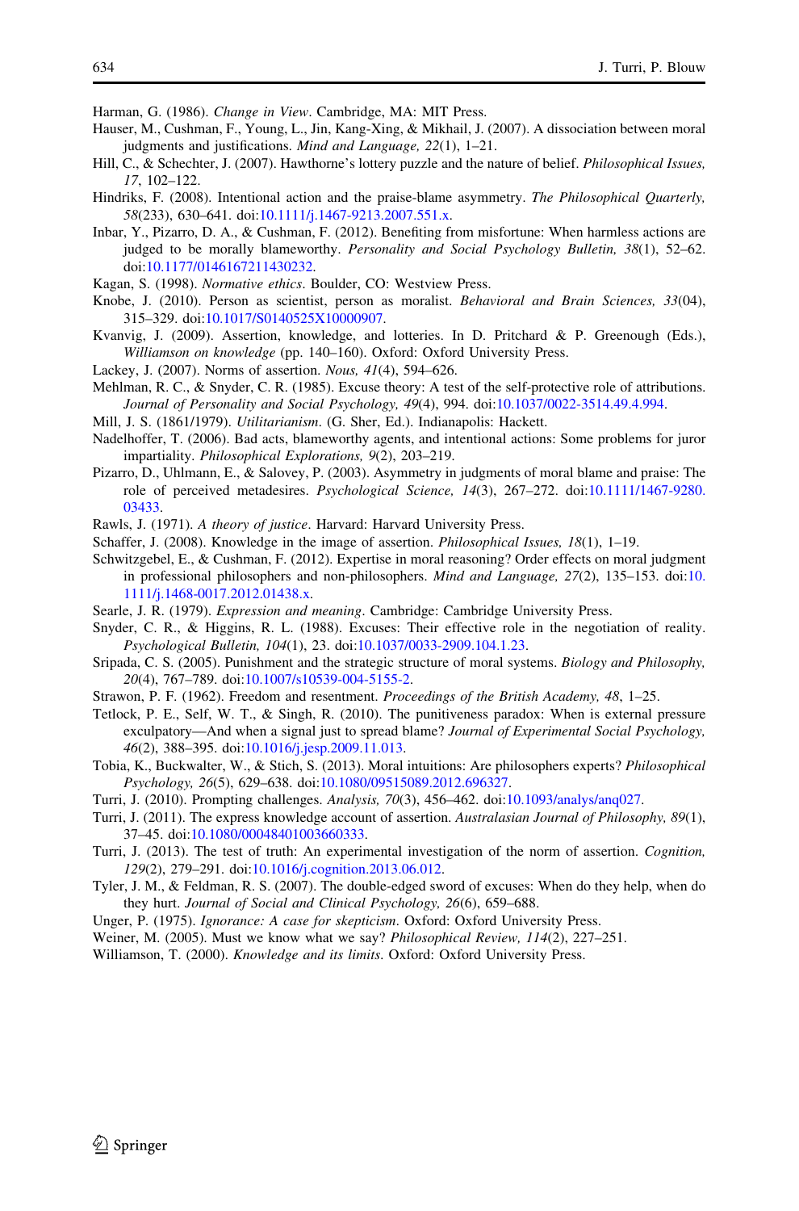Harman, G. (1986). *Change in View*. Cambridge, MA: MIT Press.

Hauser, M., Cushman, F., Young, L., Jin, Kang-Xing, & Mikhail, J. (2007). A dissociation between moral judgments and justifications. *Mind and Language, 22*(1), 1–21.

Hill, C., & Schechter, J. (2007). Hawthorne's lottery puzzle and the nature of belief. *Philosophical Issues, 17*, 102–122.

Hindriks, F. (2008). Intentional action and the praise-blame asymmetry. *The Philosophical Quarterly, 58*(233), 630–641. doi:10.1111/j.1467-9213.2007.551.x.

Inbar, Y., Pizarro, D. A., & Cushman, F. (2012). Benefiting from misfortune: When harmless actions are judged to be morally blameworthy. *Personality and Social Psychology Bulletin, 38*(1), 52–62. doi:10.1177/0146167211430232.

Kagan, S. (1998). *Normative ethics*. Boulder, CO: Westview Press.

Knobe, J. (2010). Person as scientist, person as moralist. *Behavioral and Brain Sciences, 33*(04), 315–329. doi:10.1017/S0140525X10000907.

Kvanvig, J. (2009). Assertion, knowledge, and lotteries. In D. Pritchard & P. Greenough (Eds.), *Williamson on knowledge* (pp. 140–160). Oxford: Oxford University Press.

Lackey, J. (2007). Norms of assertion. *Nous, 41*(4), 594–626.

Mehlman, R. C., & Snyder, C. R. (1985). Excuse theory: A test of the self-protective role of attributions. *Journal of Personality and Social Psychology, 49*(4), 994. doi:10.1037/0022-3514.49.4.994.

Mill, J. S. (1861/1979). *Utilitarianism*. (G. Sher, Ed.). Indianapolis: Hackett.

Nadelhoffer, T. (2006). Bad acts, blameworthy agents, and intentional actions: Some problems for juror impartiality. *Philosophical Explorations, 9*(2), 203–219.

Pizarro, D., Uhlmann, E., & Salovey, P. (2003). Asymmetry in judgments of moral blame and praise: The role of perceived metadesires. *Psychological Science, 14*(3), 267–272. doi:10.1111/1467-9280.03433.

Rawls, J. (1971). *A theory of justice*. Harvard: Harvard University Press.

Schaffer, J. (2008). Knowledge in the image of assertion. *Philosophical Issues, 18*(1), 1–19.

Schwitzgebel, E., & Cushman, F. (2012). Expertise in moral reasoning? Order effects on moral judgment in professional philosophers and non-philosophers. *Mind and Language, 27*(2), 135–153. doi:10.1111/j.1468-0017.2012.01438.x.

Searle, J. R. (1979). *Expression and meaning*. Cambridge: Cambridge University Press.

Snyder, C. R., & Higgins, R. L. (1988). Excuses: Their effective role in the negotiation of reality. *Psychological Bulletin, 104*(1), 23. doi:10.1037/0033-2909.104.1.23.

Sripada, C. S. (2005). Punishment and the strategic structure of moral systems. *Biology and Philosophy, 20*(4), 767–789. doi:10.1007/s10539-004-5155-2.

Strawon, P. F. (1962). Freedom and resentment. *Proceedings of the British Academy, 48*, 1–25.

Tetlock, P. E., Self, W. T., & Singh, R. (2010). The punitiveness paradox: When is external pressure exculpatory—And when a signal just to spread blame? *Journal of Experimental Social Psychology, 46*(2), 388–395. doi:10.1016/j.jesp.2009.11.013.

Tobia, K., Buckwalter, W., & Stich, S. (2013). Moral intuitions: Are philosophers experts? *Philosophical Psychology, 26*(5), 629–638. doi:10.1080/09515089.2012.696327.

Turri, J. (2010). Prompting challenges. *Analysis, 70*(3), 456–462. doi:10.1093/analys/anq027.

Turri, J. (2011). The express knowledge account of assertion. *Australasian Journal of Philosophy, 89*(1), 37–45. doi:10.1080/00048401003660333.

Turri, J. (2013). The test of truth: An experimental investigation of the norm of assertion. *Cognition, 129*(2), 279–291. doi:10.1016/j.cognition.2013.06.012.

Tyler, J. M., & Feldman, R. S. (2007). The double-edged sword of excuses: When do they help, when do they hurt. *Journal of Social and Clinical Psychology, 26*(6), 659–688.

Unger, P. (1975). *Ignorance: A case for skepticism*. Oxford: Oxford University Press.

Weiner, M. (2005). Must we know what we say? *Philosophical Review, 114*(2), 227–251.

Williamson, T. (2000). *Knowledge and its limits*. Oxford: Oxford University Press.